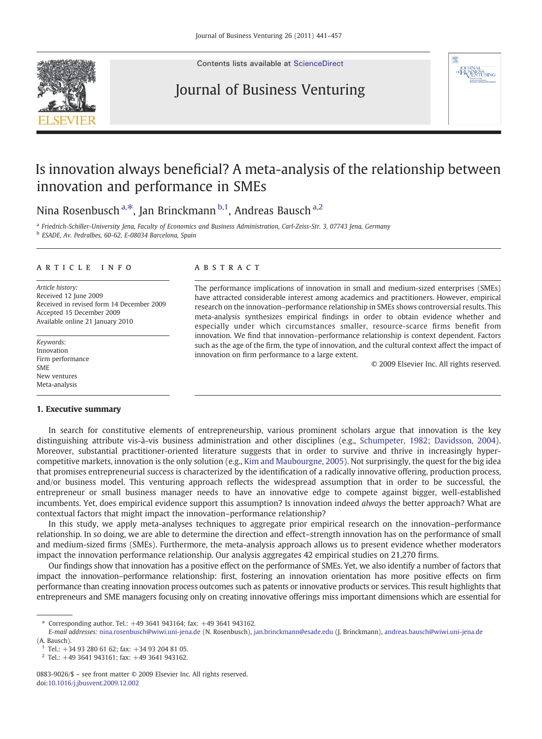Contents lists available at ScienceDirect

# Journal of Business Venturing

# Is innovation always beneficial? A meta-analysis of the relationship between innovation and performance in SMEs

Nina Rosenbusch [a,*], Jan Brinckmann [b,1], Andreas Bausch [a,2]

[a] Friedrich-Schiller-University Jena, Faculty of Economics and Business Administration, Carl-Zeiss-Str. 3, 07743 Jena, Germany
[b] ESADE, Av. Pedralbes, 60-62, E-08034 Barcelona, Spain

**ARTICLE INFO**

*Article history:*
Received 12 June 2009
Received in revised form 14 December 2009
Accepted 15 December 2009
Available online 21 January 2010

*Keywords:*
Innovation
Firm performance
SME
New ventures
Meta-analysis

**ABSTRACT**

The performance implications of innovation in small and medium-sized enterprises (SMEs) have attracted considerable interest among academics and practitioners. However, empirical research on the innovation–performance relationship in SMEs shows controversial results. This meta-analysis synthesizes empirical findings in order to obtain evidence whether and especially under which circumstances smaller, resource-scarce firms benefit from innovation. We find that innovation–performance relationship is context dependent. Factors such as the age of the firm, the type of innovation, and the cultural context affect the impact of innovation on firm performance to a large extent.

© 2009 Elsevier Inc. All rights reserved.

## 1. Executive summary

In search for constitutive elements of entrepreneurship, various prominent scholars argue that innovation is the key distinguishing attribute vis-à-vis business administration and other disciplines (e.g., Schumpeter, 1982; Davidsson, 2004). Moreover, substantial practitioner-oriented literature suggests that in order to survive and thrive in increasingly hyper-competitive markets, innovation is the only solution (e.g., Kim and Mauborgne, 2005). Not surprisingly, the quest for the big idea that promises entrepreneurial success is characterized by the identification of a radically innovative offering, production process, and/or business model. This venturing approach reflects the widespread assumption that in order to be successful, the entrepreneur or small business manager needs to have an innovative edge to compete against bigger, well-established incumbents. Yet, does empirical evidence support this assumption? Is innovation indeed *always* the better approach? What are contextual factors that might impact the innovation–performance relationship?

In this study, we apply meta-analyses techniques to aggregate prior empirical research on the innovation–performance relationship. In so doing, we are able to determine the direction and effect-strength innovation has on the performance of small and medium-sized firms (SMEs). Furthermore, the meta-analysis approach allows us to present evidence whether moderators impact the innovation performance relationship. Our analysis aggregates 42 empirical studies on 21,270 firms.

Our findings show that innovation has a positive effect on the performance of SMEs. Yet, we also identify a number of factors that impact the innovation–performance relationship: first, fostering an innovation orientation has more positive effects on firm performance than creating innovation process outcomes such as patents or innovative products or services. This result highlights that entrepreneurs and SME managers focusing only on creating innovative offerings miss important dimensions which are essential for

---

* Corresponding author. Tel.: +49 3641 943164; fax: +49 3641 943162.
*E-mail addresses:* nina.rosenbusch@wiwi.uni-jena.de (N. Rosenbusch), jan.brinckmann@esade.edu (J. Brinckmann), andreas.bausch@wiwi.uni-jena.de (A. Bausch).
[1] Tel.: +34 93 280 61 62; fax: +34 93 204 81 05.
[2] Tel.: +49 3641 943161; fax: +49 3641 943162.

0883-9026/$ – see front matter © 2009 Elsevier Inc. All rights reserved.
doi:10.1016/j.jbusvent.2009.12.002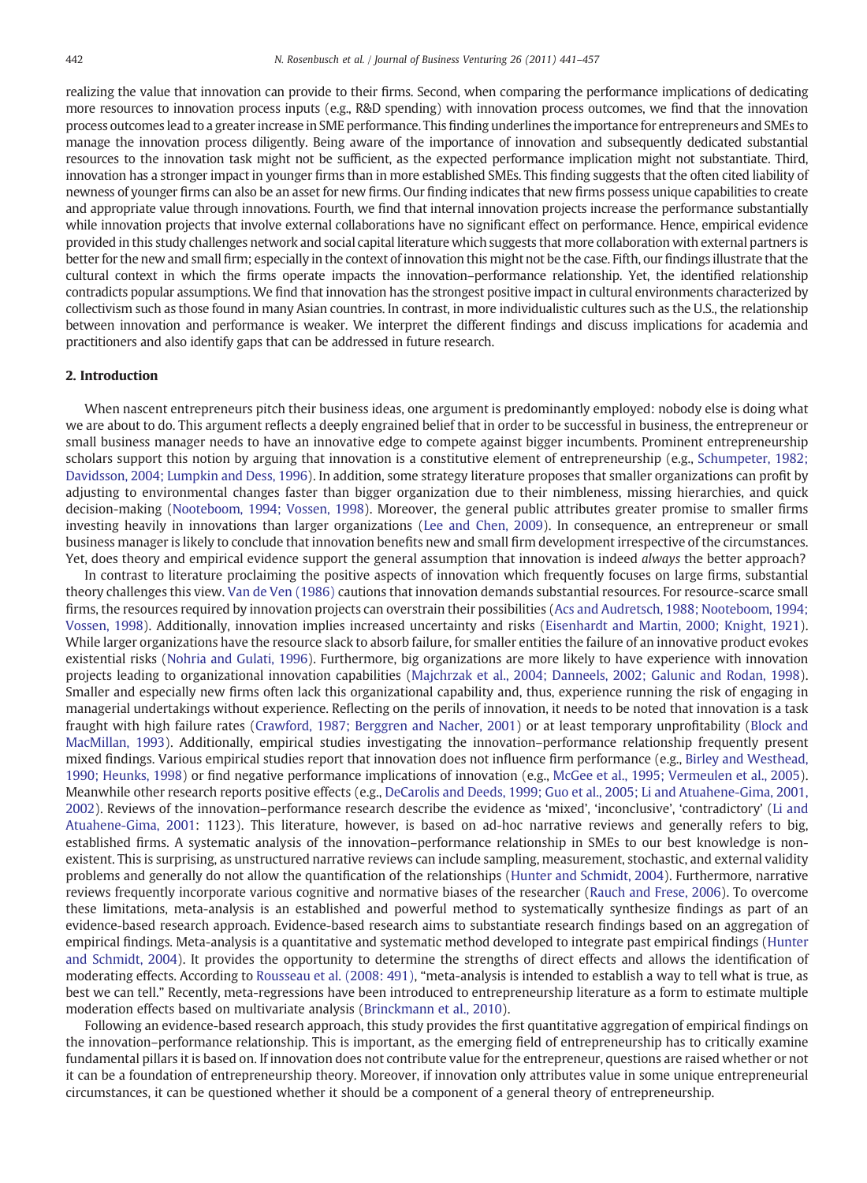realizing the value that innovation can provide to their firms. Second, when comparing the performance implications of dedicating more resources to innovation process inputs (e.g., R&D spending) with innovation process outcomes, we find that the innovation process outcomes lead to a greater increase in SME performance. This finding underlines the importance for entrepreneurs and SMEs to manage the innovation process diligently. Being aware of the importance of innovation and subsequently dedicated substantial resources to the innovation task might not be sufficient, as the expected performance implication might not substantiate. Third, innovation has a stronger impact in younger firms than in more established SMEs. This finding suggests that the often cited liability of newness of younger firms can also be an asset for new firms. Our finding indicates that new firms possess unique capabilities to create and appropriate value through innovations. Fourth, we find that internal innovation projects increase the performance substantially while innovation projects that involve external collaborations have no significant effect on performance. Hence, empirical evidence provided in this study challenges network and social capital literature which suggests that more collaboration with external partners is better for the new and small firm; especially in the context of innovation this might not be the case. Fifth, our findings illustrate that the cultural context in which the firms operate impacts the innovation–performance relationship. Yet, the identified relationship contradicts popular assumptions. We find that innovation has the strongest positive impact in cultural environments characterized by collectivism such as those found in many Asian countries. In contrast, in more individualistic cultures such as the U.S., the relationship between innovation and performance is weaker. We interpret the different findings and discuss implications for academia and practitioners and also identify gaps that can be addressed in future research.

## 2. Introduction

When nascent entrepreneurs pitch their business ideas, one argument is predominantly employed: nobody else is doing what we are about to do. This argument reflects a deeply engrained belief that in order to be successful in business, the entrepreneur or small business manager needs to have an innovative edge to compete against bigger incumbents. Prominent entrepreneurship scholars support this notion by arguing that innovation is a constitutive element of entrepreneurship (e.g., Schumpeter, 1982; Davidsson, 2004; Lumpkin and Dess, 1996). In addition, some strategy literature proposes that smaller organizations can profit by adjusting to environmental changes faster than bigger organization due to their nimbleness, missing hierarchies, and quick decision-making (Nooteboom, 1994; Vossen, 1998). Moreover, the general public attributes greater promise to smaller firms investing heavily in innovations than larger organizations (Lee and Chen, 2009). In consequence, an entrepreneur or small business manager is likely to conclude that innovation benefits new and small firm development irrespective of the circumstances. Yet, does theory and empirical evidence support the general assumption that innovation is indeed *always* the better approach?

In contrast to literature proclaiming the positive aspects of innovation which frequently focuses on large firms, substantial theory challenges this view. Van de Ven (1986) cautions that innovation demands substantial resources. For resource-scarce small firms, the resources required by innovation projects can overstrain their possibilities (Acs and Audretsch, 1988; Nooteboom, 1994; Vossen, 1998). Additionally, innovation implies increased uncertainty and risks (Eisenhardt and Martin, 2000; Knight, 1921). While larger organizations have the resource slack to absorb failure, for smaller entities the failure of an innovative product evokes existential risks (Nohria and Gulati, 1996). Furthermore, big organizations are more likely to have experience with innovation projects leading to organizational innovation capabilities (Majchrzak et al., 2004; Danneels, 2002; Galunic and Rodan, 1998). Smaller and especially new firms often lack this organizational capability and, thus, experience running the risk of engaging in managerial undertakings without experience. Reflecting on the perils of innovation, it needs to be noted that innovation is a task fraught with high failure rates (Crawford, 1987; Berggren and Nacher, 2001) or at least temporary unprofitability (Block and MacMillan, 1993). Additionally, empirical studies investigating the innovation–performance relationship frequently present mixed findings. Various empirical studies report that innovation does not influence firm performance (e.g., Birley and Westhead, 1990; Heunks, 1998) or find negative performance implications of innovation (e.g., McGee et al., 1995; Vermeulen et al., 2005). Meanwhile other research reports positive effects (e.g., DeCarolis and Deeds, 1999; Guo et al., 2005; Li and Atuahene-Gima, 2001, 2002). Reviews of the innovation–performance research describe the evidence as 'mixed', 'inconclusive', 'contradictory' (Li and Atuahene-Gima, 2001: 1123). This literature, however, is based on ad-hoc narrative reviews and generally refers to big, established firms. A systematic analysis of the innovation–performance relationship in SMEs to our best knowledge is non-existent. This is surprising, as unstructured narrative reviews can include sampling, measurement, stochastic, and external validity problems and generally do not allow the quantification of the relationships (Hunter and Schmidt, 2004). Furthermore, narrative reviews frequently incorporate various cognitive and normative biases of the researcher (Rauch and Frese, 2006). To overcome these limitations, meta-analysis is an established and powerful method to systematically synthesize findings as part of an evidence-based research approach. Evidence-based research aims to substantiate research findings based on an aggregation of empirical findings. Meta-analysis is a quantitative and systematic method developed to integrate past empirical findings (Hunter and Schmidt, 2004). It provides the opportunity to determine the strengths of direct effects and allows the identification of moderating effects. According to Rousseau et al. (2008: 491), "meta-analysis is intended to establish a way to tell what is true, as best we can tell." Recently, meta-regressions have been introduced to entrepreneurship literature as a form to estimate multiple moderation effects based on multivariate analysis (Brinckmann et al., 2010).

Following an evidence-based research approach, this study provides the first quantitative aggregation of empirical findings on the innovation–performance relationship. This is important, as the emerging field of entrepreneurship has to critically examine fundamental pillars it is based on. If innovation does not contribute value for the entrepreneur, questions are raised whether or not it can be a foundation of entrepreneurship theory. Moreover, if innovation only attributes value in some unique entrepreneurial circumstances, it can be questioned whether it should be a component of a general theory of entrepreneurship.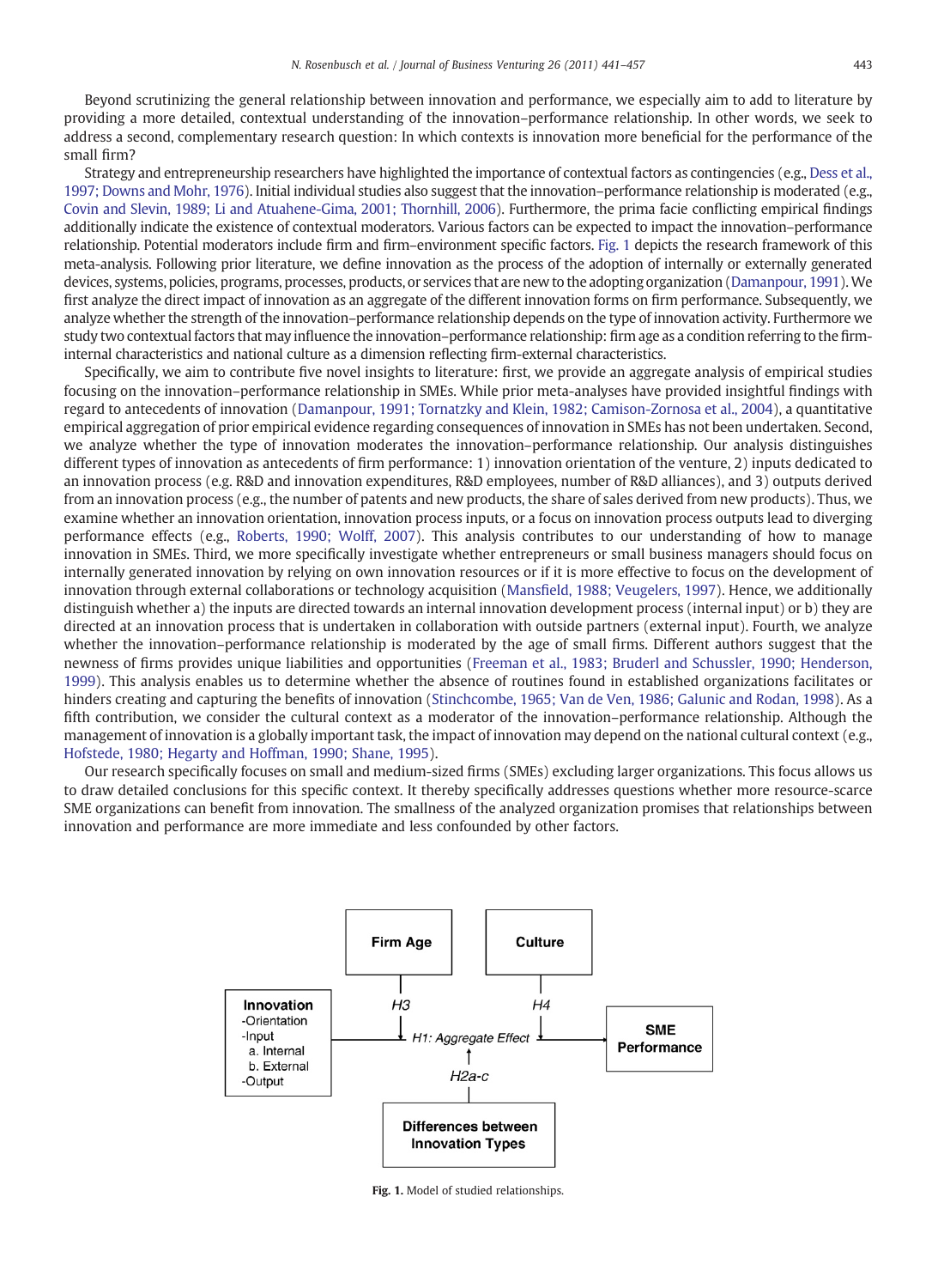Beyond scrutinizing the general relationship between innovation and performance, we especially aim to add to literature by providing a more detailed, contextual understanding of the innovation–performance relationship. In other words, we seek to address a second, complementary research question: In which contexts is innovation more beneficial for the performance of the small firm?

Strategy and entrepreneurship researchers have highlighted the importance of contextual factors as contingencies (e.g., Dess et al., 1997; Downs and Mohr, 1976). Initial individual studies also suggest that the innovation–performance relationship is moderated (e.g., Covin and Slevin, 1989; Li and Atuahene-Gima, 2001; Thornhill, 2006). Furthermore, the prima facie conflicting empirical findings additionally indicate the existence of contextual moderators. Various factors can be expected to impact the innovation–performance relationship. Potential moderators include firm and firm–environment specific factors. Fig. 1 depicts the research framework of this meta-analysis. Following prior literature, we define innovation as the process of the adoption of internally or externally generated devices, systems, policies, programs, processes, products, or services that are new to the adopting organization (Damanpour, 1991). We first analyze the direct impact of innovation as an aggregate of the different innovation forms on firm performance. Subsequently, we analyze whether the strength of the innovation–performance relationship depends on the type of innovation activity. Furthermore we study two contextual factors that may influence the innovation–performance relationship: firm age as a condition referring to the firm-internal characteristics and national culture as a dimension reflecting firm-external characteristics.

Specifically, we aim to contribute five novel insights to literature: first, we provide an aggregate analysis of empirical studies focusing on the innovation–performance relationship in SMEs. While prior meta-analyses have provided insightful findings with regard to antecedents of innovation (Damanpour, 1991; Tornatzky and Klein, 1982; Camison-Zornosa et al., 2004), a quantitative empirical aggregation of prior empirical evidence regarding consequences of innovation in SMEs has not been undertaken. Second, we analyze whether the type of innovation moderates the innovation–performance relationship. Our analysis distinguishes different types of innovation as antecedents of firm performance: 1) innovation orientation of the venture, 2) inputs dedicated to an innovation process (e.g. R&D and innovation expenditures, R&D employees, number of R&D alliances), and 3) outputs derived from an innovation process (e.g., the number of patents and new products, the share of sales derived from new products). Thus, we examine whether an innovation orientation, innovation process inputs, or a focus on innovation process outputs lead to diverging performance effects (e.g., Roberts, 1990; Wolff, 2007). This analysis contributes to our understanding of how to manage innovation in SMEs. Third, we more specifically investigate whether entrepreneurs or small business managers should focus on internally generated innovation by relying on own innovation resources or if it is more effective to focus on the development of innovation through external collaborations or technology acquisition (Mansfield, 1988; Veugelers, 1997). Hence, we additionally distinguish whether a) the inputs are directed towards an internal innovation development process (internal input) or b) they are directed at an innovation process that is undertaken in collaboration with outside partners (external input). Fourth, we analyze whether the innovation–performance relationship is moderated by the age of small firms. Different authors suggest that the newness of firms provides unique liabilities and opportunities (Freeman et al., 1983; Bruderl and Schussler, 1990; Henderson, 1999). This analysis enables us to determine whether the absence of routines found in established organizations facilitates or hinders creating and capturing the benefits of innovation (Stinchcombe, 1965; Van de Ven, 1986; Galunic and Rodan, 1998). As a fifth contribution, we consider the cultural context as a moderator of the innovation–performance relationship. Although the management of innovation is a globally important task, the impact of innovation may depend on the national cultural context (e.g., Hofstede, 1980; Hegarty and Hoffman, 1990; Shane, 1995).

Our research specifically focuses on small and medium-sized firms (SMEs) excluding larger organizations. This focus allows us to draw detailed conclusions for this specific context. It thereby specifically addresses questions whether more resource-scarce SME organizations can benefit from innovation. The smallness of the analyzed organization promises that relationships between innovation and performance are more immediate and less confounded by other factors.

Innovation
-Orientation
-Input
  a. Internal
  b. External
-Output

Firm Age — H3

Culture — H4

H1: Aggregate Effect

SME Performance

H2a-c — Differences between Innovation Types

**Fig. 1.** Model of studied relationships.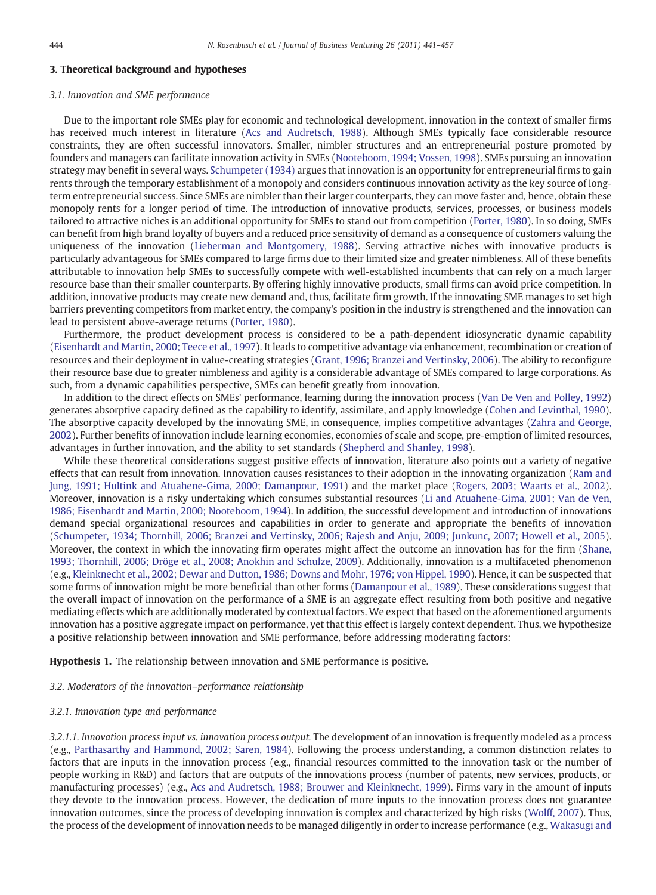## 3. Theoretical background and hypotheses

### 3.1. Innovation and SME performance

Due to the important role SMEs play for economic and technological development, innovation in the context of smaller firms has received much interest in literature (Acs and Audretsch, 1988). Although SMEs typically face considerable resource constraints, they are often successful innovators. Smaller, nimbler structures and an entrepreneurial posture promoted by founders and managers can facilitate innovation activity in SMEs (Nooteboom, 1994; Vossen, 1998). SMEs pursuing an innovation strategy may benefit in several ways. Schumpeter (1934) argues that innovation is an opportunity for entrepreneurial firms to gain rents through the temporary establishment of a monopoly and considers continuous innovation activity as the key source of long-term entrepreneurial success. Since SMEs are nimbler than their larger counterparts, they can move faster and, hence, obtain these monopoly rents for a longer period of time. The introduction of innovative products, services, processes, or business models tailored to attractive niches is an additional opportunity for SMEs to stand out from competition (Porter, 1980). In so doing, SMEs can benefit from high brand loyalty of buyers and a reduced price sensitivity of demand as a consequence of customers valuing the uniqueness of the innovation (Lieberman and Montgomery, 1988). Serving attractive niches with innovative products is particularly advantageous for SMEs compared to large firms due to their limited size and greater nimbleness. All of these benefits attributable to innovation help SMEs to successfully compete with well-established incumbents that can rely on a much larger resource base than their smaller counterparts. By offering highly innovative products, small firms can avoid price competition. In addition, innovative products may create new demand and, thus, facilitate firm growth. If the innovating SME manages to set high barriers preventing competitors from market entry, the company's position in the industry is strengthened and the innovation can lead to persistent above-average returns (Porter, 1980).

Furthermore, the product development process is considered to be a path-dependent idiosyncratic dynamic capability (Eisenhardt and Martin, 2000; Teece et al., 1997). It leads to competitive advantage via enhancement, recombination or creation of resources and their deployment in value-creating strategies (Grant, 1996; Branzei and Vertinsky, 2006). The ability to reconfigure their resource base due to greater nimbleness and agility is a considerable advantage of SMEs compared to large corporations. As such, from a dynamic capabilities perspective, SMEs can benefit greatly from innovation.

In addition to the direct effects on SMEs' performance, learning during the innovation process (Van De Ven and Polley, 1992) generates absorptive capacity defined as the capability to identify, assimilate, and apply knowledge (Cohen and Levinthal, 1990). The absorptive capacity developed by the innovating SME, in consequence, implies competitive advantages (Zahra and George, 2002). Further benefits of innovation include learning economies, economies of scale and scope, pre-emption of limited resources, advantages in further innovation, and the ability to set standards (Shepherd and Shanley, 1998).

While these theoretical considerations suggest positive effects of innovation, literature also points out a variety of negative effects that can result from innovation. Innovation causes resistances to their adoption in the innovating organization (Ram and Jung, 1991; Hultink and Atuahene-Gima, 2000; Damanpour, 1991) and the market place (Rogers, 2003; Waarts et al., 2002). Moreover, innovation is a risky undertaking which consumes substantial resources (Li and Atuahene-Gima, 2001; Van de Ven, 1986; Eisenhardt and Martin, 2000; Nooteboom, 1994). In addition, the successful development and introduction of innovations demand special organizational resources and capabilities in order to generate and appropriate the benefits of innovation (Schumpeter, 1934; Thornhill, 2006; Branzei and Vertinsky, 2006; Rajesh and Anju, 2009; Junkunc, 2007; Howell et al., 2005). Moreover, the context in which the innovating firm operates might affect the outcome an innovation has for the firm (Shane, 1993; Thornhill, 2006; Dröge et al., 2008; Anokhin and Schulze, 2009). Additionally, innovation is a multifaceted phenomenon (e.g., Kleinknecht et al., 2002; Dewar and Dutton, 1986; Downs and Mohr, 1976; von Hippel, 1990). Hence, it can be suspected that some forms of innovation might be more beneficial than other forms (Damanpour et al., 1989). These considerations suggest that the overall impact of innovation on the performance of a SME is an aggregate effect resulting from both positive and negative mediating effects which are additionally moderated by contextual factors. We expect that based on the aforementioned arguments innovation has a positive aggregate impact on performance, yet that this effect is largely context dependent. Thus, we hypothesize a positive relationship between innovation and SME performance, before addressing moderating factors:

**Hypothesis 1.** The relationship between innovation and SME performance is positive.

### 3.2. Moderators of the innovation–performance relationship

#### 3.2.1. Innovation type and performance

*3.2.1.1. Innovation process input vs. innovation process output.* The development of an innovation is frequently modeled as a process (e.g., Parthasarthy and Hammond, 2002; Saren, 1984). Following the process understanding, a common distinction relates to factors that are inputs in the innovation process (e.g., financial resources committed to the innovation task or the number of people working in R&D) and factors that are outputs of the innovations process (number of patents, new services, products, or manufacturing processes) (e.g., Acs and Audretsch, 1988; Brouwer and Kleinknecht, 1999). Firms vary in the amount of inputs they devote to the innovation process. However, the dedication of more inputs to the innovation process does not guarantee innovation outcomes, since the process of developing innovation is complex and characterized by high risks (Wolff, 2007). Thus, the process of the development of innovation needs to be managed diligently in order to increase performance (e.g., Wakasugi and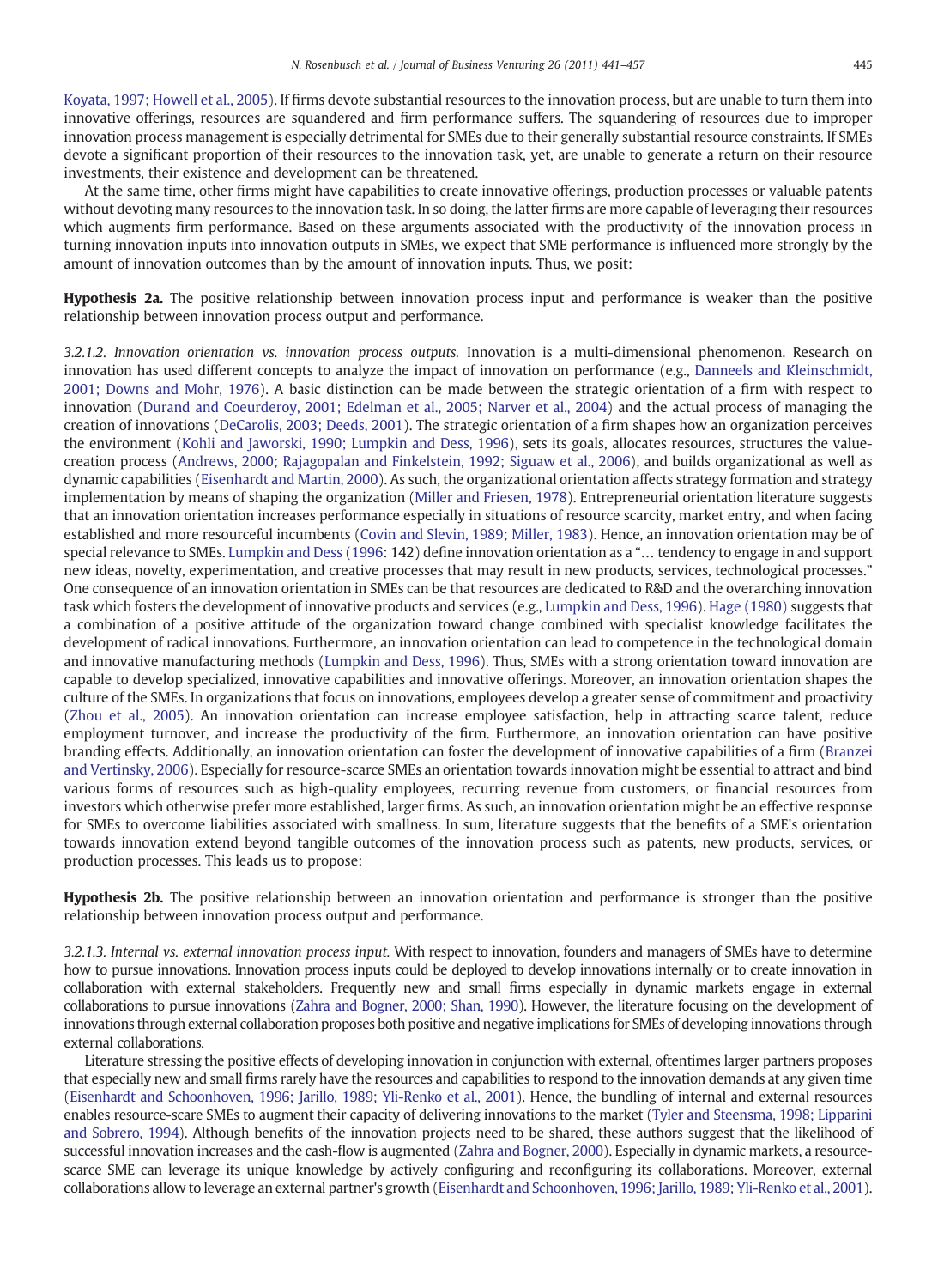Koyata, 1997; Howell et al., 2005). If firms devote substantial resources to the innovation process, but are unable to turn them into innovative offerings, resources are squandered and firm performance suffers. The squandering of resources due to improper innovation process management is especially detrimental for SMEs due to their generally substantial resource constraints. If SMEs devote a significant proportion of their resources to the innovation task, yet, are unable to generate a return on their resource investments, their existence and development can be threatened.

At the same time, other firms might have capabilities to create innovative offerings, production processes or valuable patents without devoting many resources to the innovation task. In so doing, the latter firms are more capable of leveraging their resources which augments firm performance. Based on these arguments associated with the productivity of the innovation process in turning innovation inputs into innovation outputs in SMEs, we expect that SME performance is influenced more strongly by the amount of innovation outcomes than by the amount of innovation inputs. Thus, we posit:

**Hypothesis 2a.** The positive relationship between innovation process input and performance is weaker than the positive relationship between innovation process output and performance.

*3.2.1.2. Innovation orientation vs. innovation process outputs.* Innovation is a multi-dimensional phenomenon. Research on innovation has used different concepts to analyze the impact of innovation on performance (e.g., Danneels and Kleinschmidt, 2001; Downs and Mohr, 1976). A basic distinction can be made between the strategic orientation of a firm with respect to innovation (Durand and Coeurderoy, 2001; Edelman et al., 2005; Narver et al., 2004) and the actual process of managing the creation of innovations (DeCarolis, 2003; Deeds, 2001). The strategic orientation of a firm shapes how an organization perceives the environment (Kohli and Jaworski, 1990; Lumpkin and Dess, 1996), sets its goals, allocates resources, structures the value-creation process (Andrews, 2000; Rajagopalan and Finkelstein, 1992; Siguaw et al., 2006), and builds organizational as well as dynamic capabilities (Eisenhardt and Martin, 2000). As such, the organizational orientation affects strategy formation and strategy implementation by means of shaping the organization (Miller and Friesen, 1978). Entrepreneurial orientation literature suggests that an innovation orientation increases performance especially in situations of resource scarcity, market entry, and when facing established and more resourceful incumbents (Covin and Slevin, 1989; Miller, 1983). Hence, an innovation orientation may be of special relevance to SMEs. Lumpkin and Dess (1996: 142) define innovation orientation as a "… tendency to engage in and support new ideas, novelty, experimentation, and creative processes that may result in new products, services, technological processes." One consequence of an innovation orientation in SMEs can be that resources are dedicated to R&D and the overarching innovation task which fosters the development of innovative products and services (e.g., Lumpkin and Dess, 1996). Hage (1980) suggests that a combination of a positive attitude of the organization toward change combined with specialist knowledge facilitates the development of radical innovations. Furthermore, an innovation orientation can lead to competence in the technological domain and innovative manufacturing methods (Lumpkin and Dess, 1996). Thus, SMEs with a strong orientation toward innovation are capable to develop specialized, innovative capabilities and innovative offerings. Moreover, an innovation orientation shapes the culture of the SMEs. In organizations that focus on innovations, employees develop a greater sense of commitment and proactivity (Zhou et al., 2005). An innovation orientation can increase employee satisfaction, help in attracting scarce talent, reduce employment turnover, and increase the productivity of the firm. Furthermore, an innovation orientation can have positive branding effects. Additionally, an innovation orientation can foster the development of innovative capabilities of a firm (Branzei and Vertinsky, 2006). Especially for resource-scarce SMEs an orientation towards innovation might be essential to attract and bind various forms of resources such as high-quality employees, recurring revenue from customers, or financial resources from investors which otherwise prefer more established, larger firms. As such, an innovation orientation might be an effective response for SMEs to overcome liabilities associated with smallness. In sum, literature suggests that the benefits of a SME's orientation towards innovation extend beyond tangible outcomes of the innovation process such as patents, new products, services, or production processes. This leads us to propose:

**Hypothesis 2b.** The positive relationship between an innovation orientation and performance is stronger than the positive relationship between innovation process output and performance.

*3.2.1.3. Internal vs. external innovation process input.* With respect to innovation, founders and managers of SMEs have to determine how to pursue innovations. Innovation process inputs could be deployed to develop innovations internally or to create innovation in collaboration with external stakeholders. Frequently new and small firms especially in dynamic markets engage in external collaborations to pursue innovations (Zahra and Bogner, 2000; Shan, 1990). However, the literature focusing on the development of innovations through external collaboration proposes both positive and negative implications for SMEs of developing innovations through external collaborations.

Literature stressing the positive effects of developing innovation in conjunction with external, oftentimes larger partners proposes that especially new and small firms rarely have the resources and capabilities to respond to the innovation demands at any given time (Eisenhardt and Schoonhoven, 1996; Jarillo, 1989; Yli-Renko et al., 2001). Hence, the bundling of internal and external resources enables resource-scare SMEs to augment their capacity of delivering innovations to the market (Tyler and Steensma, 1998; Lipparini and Sobrero, 1994). Although benefits of the innovation projects need to be shared, these authors suggest that the likelihood of successful innovation increases and the cash-flow is augmented (Zahra and Bogner, 2000). Especially in dynamic markets, a resource-scarce SME can leverage its unique knowledge by actively configuring and reconfiguring its collaborations. Moreover, external collaborations allow to leverage an external partner's growth (Eisenhardt and Schoonhoven, 1996; Jarillo, 1989; Yli-Renko et al., 2001).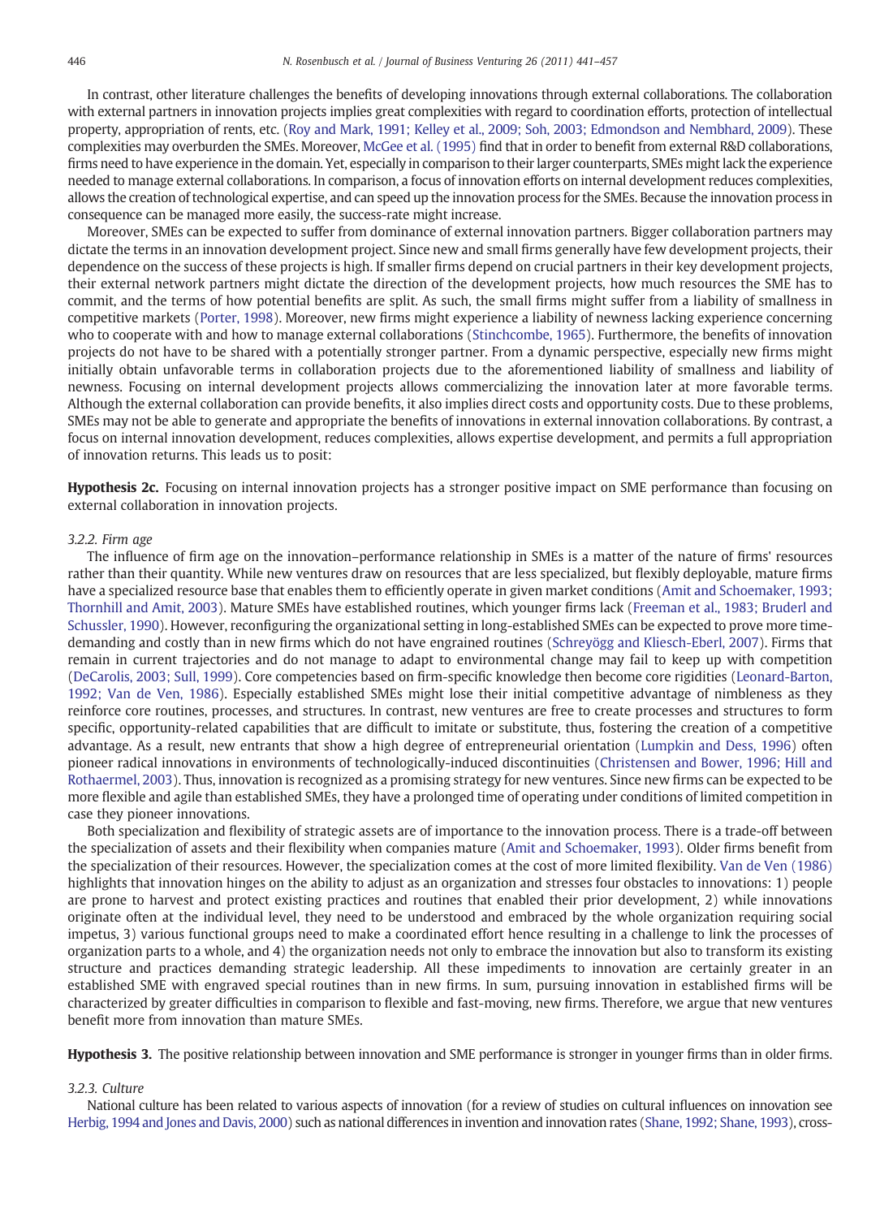In contrast, other literature challenges the benefits of developing innovations through external collaborations. The collaboration with external partners in innovation projects implies great complexities with regard to coordination efforts, protection of intellectual property, appropriation of rents, etc. (Roy and Mark, 1991; Kelley et al., 2009; Soh, 2003; Edmondson and Nembhard, 2009). These complexities may overburden the SMEs. Moreover, McGee et al. (1995) find that in order to benefit from external R&D collaborations, firms need to have experience in the domain. Yet, especially in comparison to their larger counterparts, SMEs might lack the experience needed to manage external collaborations. In comparison, a focus of innovation efforts on internal development reduces complexities, allows the creation of technological expertise, and can speed up the innovation process for the SMEs. Because the innovation process in consequence can be managed more easily, the success-rate might increase.

Moreover, SMEs can be expected to suffer from dominance of external innovation partners. Bigger collaboration partners may dictate the terms in an innovation development project. Since new and small firms generally have few development projects, their dependence on the success of these projects is high. If smaller firms depend on crucial partners in their key development projects, their external network partners might dictate the direction of the development projects, how much resources the SME has to commit, and the terms of how potential benefits are split. As such, the small firms might suffer from a liability of smallness in competitive markets (Porter, 1998). Moreover, new firms might experience a liability of newness lacking experience concerning who to cooperate with and how to manage external collaborations (Stinchcombe, 1965). Furthermore, the benefits of innovation projects do not have to be shared with a potentially stronger partner. From a dynamic perspective, especially new firms might initially obtain unfavorable terms in collaboration projects due to the aforementioned liability of smallness and liability of newness. Focusing on internal development projects allows commercializing the innovation later at more favorable terms. Although the external collaboration can provide benefits, it also implies direct costs and opportunity costs. Due to these problems, SMEs may not be able to generate and appropriate the benefits of innovations in external innovation collaborations. By contrast, a focus on internal innovation development, reduces complexities, allows expertise development, and permits a full appropriation of innovation returns. This leads us to posit:

**Hypothesis 2c.** Focusing on internal innovation projects has a stronger positive impact on SME performance than focusing on external collaboration in innovation projects.

### 3.2.2. Firm age

The influence of firm age on the innovation–performance relationship in SMEs is a matter of the nature of firms' resources rather than their quantity. While new ventures draw on resources that are less specialized, but flexibly deployable, mature firms have a specialized resource base that enables them to efficiently operate in given market conditions (Amit and Schoemaker, 1993; Thornhill and Amit, 2003). Mature SMEs have established routines, which younger firms lack (Freeman et al., 1983; Bruderl and Schussler, 1990). However, reconfiguring the organizational setting in long-established SMEs can be expected to prove more time-demanding and costly than in new firms which do not have engrained routines (Schreyögg and Kliesch-Eberl, 2007). Firms that remain in current trajectories and do not manage to adapt to environmental change may fail to keep up with competition (DeCarolis, 2003; Sull, 1999). Core competencies based on firm-specific knowledge then become core rigidities (Leonard-Barton, 1992; Van de Ven, 1986). Especially established SMEs might lose their initial competitive advantage of nimbleness as they reinforce core routines, processes, and structures. In contrast, new ventures are free to create processes and structures to form specific, opportunity-related capabilities that are difficult to imitate or substitute, thus, fostering the creation of a competitive advantage. As a result, new entrants that show a high degree of entrepreneurial orientation (Lumpkin and Dess, 1996) often pioneer radical innovations in environments of technologically-induced discontinuities (Christensen and Bower, 1996; Hill and Rothaermel, 2003). Thus, innovation is recognized as a promising strategy for new ventures. Since new firms can be expected to be more flexible and agile than established SMEs, they have a prolonged time of operating under conditions of limited competition in case they pioneer innovations.

Both specialization and flexibility of strategic assets are of importance to the innovation process. There is a trade-off between the specialization of assets and their flexibility when companies mature (Amit and Schoemaker, 1993). Older firms benefit from the specialization of their resources. However, the specialization comes at the cost of more limited flexibility. Van de Ven (1986) highlights that innovation hinges on the ability to adjust as an organization and stresses four obstacles to innovations: 1) people are prone to harvest and protect existing practices and routines that enabled their prior development, 2) while innovations originate often at the individual level, they need to be understood and embraced by the whole organization requiring social impetus, 3) various functional groups need to make a coordinated effort hence resulting in a challenge to link the processes of organization parts to a whole, and 4) the organization needs not only to embrace the innovation but also to transform its existing structure and practices demanding strategic leadership. All these impediments to innovation are certainly greater in an established SME with engraved special routines than in new firms. In sum, pursuing innovation in established firms will be characterized by greater difficulties in comparison to flexible and fast-moving, new firms. Therefore, we argue that new ventures benefit more from innovation than mature SMEs.

**Hypothesis 3.** The positive relationship between innovation and SME performance is stronger in younger firms than in older firms.

### 3.2.3. Culture

National culture has been related to various aspects of innovation (for a review of studies on cultural influences on innovation see Herbig, 1994 and Jones and Davis, 2000) such as national differences in invention and innovation rates (Shane, 1992; Shane, 1993), cross-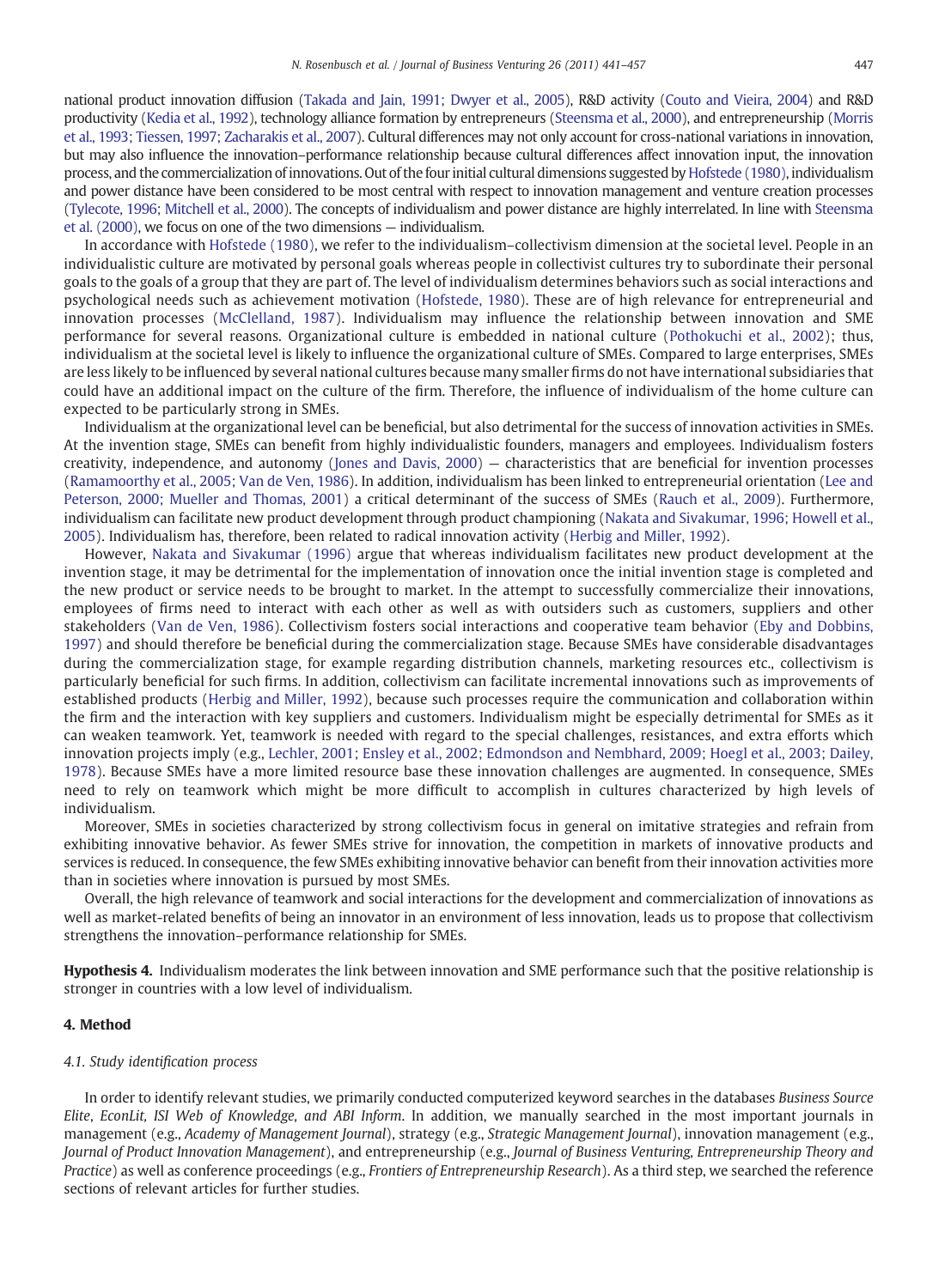national product innovation diffusion (Takada and Jain, 1991; Dwyer et al., 2005), R&D activity (Couto and Vieira, 2004) and R&D productivity (Kedia et al., 1992), technology alliance formation by entrepreneurs (Steensma et al., 2000), and entrepreneurship (Morris et al., 1993; Tiessen, 1997; Zacharakis et al., 2007). Cultural differences may not only account for cross-national variations in innovation, but may also influence the innovation–performance relationship because cultural differences affect innovation input, the innovation process, and the commercialization of innovations. Out of the four initial cultural dimensions suggested by Hofstede (1980), individualism and power distance have been considered to be most central with respect to innovation management and venture creation processes (Tylecote, 1996; Mitchell et al., 2000). The concepts of individualism and power distance are highly interrelated. In line with Steensma et al. (2000), we focus on one of the two dimensions — individualism.

In accordance with Hofstede (1980), we refer to the individualism–collectivism dimension at the societal level. People in an individualistic culture are motivated by personal goals whereas people in collectivist cultures try to subordinate their personal goals to the goals of a group that they are part of. The level of individualism determines behaviors such as social interactions and psychological needs such as achievement motivation (Hofstede, 1980). These are of high relevance for entrepreneurial and innovation processes (McClelland, 1987). Individualism may influence the relationship between innovation and SME performance for several reasons. Organizational culture is embedded in national culture (Pothokuchi et al., 2002); thus, individualism at the societal level is likely to influence the organizational culture of SMEs. Compared to large enterprises, SMEs are less likely to be influenced by several national cultures because many smaller firms do not have international subsidiaries that could have an additional impact on the culture of the firm. Therefore, the influence of individualism of the home culture can be expected to be particularly strong in SMEs.

Individualism at the organizational level can be beneficial, but also detrimental for the success of innovation activities in SMEs. At the invention stage, SMEs can benefit from highly individualistic founders, managers and employees. Individualism fosters creativity, independence, and autonomy (Jones and Davis, 2000) — characteristics that are beneficial for invention processes (Ramamoorthy et al., 2005; Van de Ven, 1986). In addition, individualism has been linked to entrepreneurial orientation (Lee and Peterson, 2000; Mueller and Thomas, 2001) a critical determinant of the success of SMEs (Rauch et al., 2009). Furthermore, individualism can facilitate new product development through product championing (Nakata and Sivakumar, 1996; Howell et al., 2005). Individualism has, therefore, been related to radical innovation activity (Herbig and Miller, 1992).

However, Nakata and Sivakumar (1996) argue that whereas individualism facilitates new product development at the invention stage, it may be detrimental for the implementation of innovation once the initial invention stage is completed and the new product or service needs to be brought to market. In the attempt to successfully commercialize their innovations, employees of firms need to interact with each other as well as with outsiders such as customers, suppliers and other stakeholders (Van de Ven, 1986). Collectivism fosters social interactions and cooperative team behavior (Eby and Dobbins, 1997) and should therefore be beneficial during the commercialization stage. Because SMEs have considerable disadvantages during the commercialization stage, for example regarding distribution channels, marketing resources etc., collectivism is particularly beneficial for such firms. In addition, collectivism can facilitate incremental innovations such as improvements of established products (Herbig and Miller, 1992), because such processes require the communication and collaboration within the firm and the interaction with key suppliers and customers. Individualism might be especially detrimental for SMEs as it can weaken teamwork. Yet, teamwork is needed with regard to the special challenges, resistances, and extra efforts which innovation projects imply (e.g., Lechler, 2001; Ensley et al., 2002; Edmondson and Nembhard, 2009; Hoegl et al., 2003; Dailey, 1978). Because SMEs have a more limited resource base these innovation challenges are augmented. In consequence, SMEs need to rely on teamwork which might be more difficult to accomplish in cultures characterized by high levels of individualism.

Moreover, SMEs in societies characterized by strong collectivism focus in general on imitative strategies and refrain from exhibiting innovative behavior. As fewer SMEs strive for innovation, the competition in markets of innovative products and services is reduced. In consequence, the few SMEs exhibiting innovative behavior can benefit from their innovation activities more than in societies where innovation is pursued by most SMEs.

Overall, the high relevance of teamwork and social interactions for the development and commercialization of innovations as well as market-related benefits of being an innovator in an environment of less innovation, leads us to propose that collectivism strengthens the innovation–performance relationship for SMEs.

**Hypothesis 4.** Individualism moderates the link between innovation and SME performance such that the positive relationship is stronger in countries with a low level of individualism.

## 4. Method

### 4.1. Study identification process

In order to identify relevant studies, we primarily conducted computerized keyword searches in the databases *Business Source Elite*, *EconLit, ISI Web of Knowledge, and ABI Inform*. In addition, we manually searched in the most important journals in management (e.g., *Academy of Management Journal*), strategy (e.g., *Strategic Management Journal*), innovation management (e.g., *Journal of Product Innovation Management*), and entrepreneurship (e.g., *Journal of Business Venturing, Entrepreneurship Theory and Practice*) as well as conference proceedings (e.g., *Frontiers of Entrepreneurship Research*). As a third step, we searched the reference sections of relevant articles for further studies.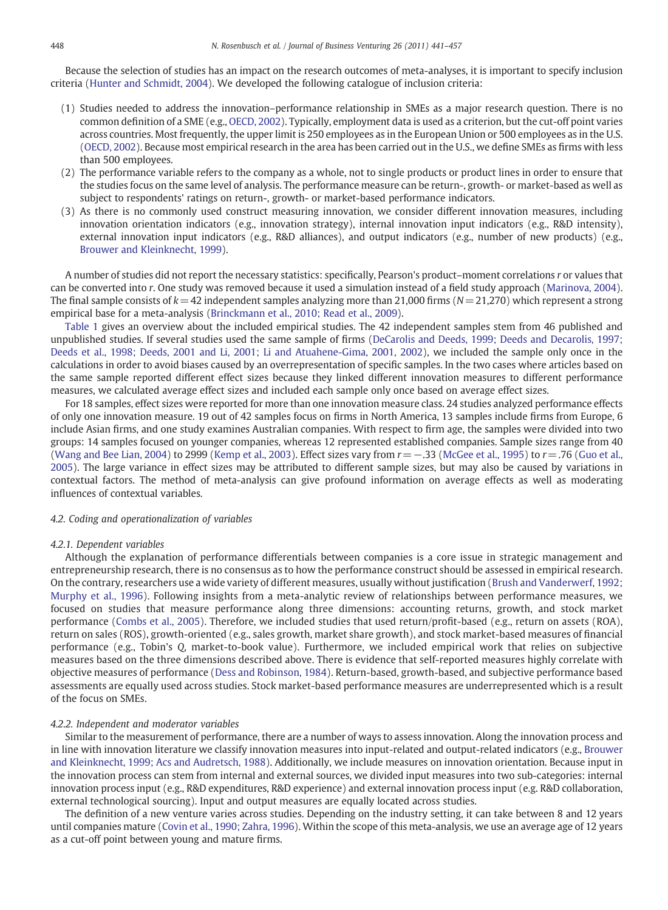Because the selection of studies has an impact on the research outcomes of meta-analyses, it is important to specify inclusion criteria (Hunter and Schmidt, 2004). We developed the following catalogue of inclusion criteria:

(1) Studies needed to address the innovation–performance relationship in SMEs as a major research question. There is no common definition of a SME (e.g., OECD, 2002). Typically, employment data is used as a criterion, but the cut-off point varies across countries. Most frequently, the upper limit is 250 employees as in the European Union or 500 employees as in the U.S. (OECD, 2002). Because most empirical research in the area has been carried out in the U.S., we define SMEs as firms with less than 500 employees.
(2) The performance variable refers to the company as a whole, not to single products or product lines in order to ensure that the studies focus on the same level of analysis. The performance measure can be return-, growth- or market-based as well as subject to respondents' ratings on return-, growth- or market-based performance indicators.
(3) As there is no commonly used construct measuring innovation, we consider different innovation measures, including innovation orientation indicators (e.g., innovation strategy), internal innovation input indicators (e.g., R&D intensity), external innovation input indicators (e.g., R&D alliances), and output indicators (e.g., number of new products) (e.g., Brouwer and Kleinknecht, 1999).

A number of studies did not report the necessary statistics: specifically, Pearson's product–moment correlations *r* or values that can be converted into *r*. One study was removed because it used a simulation instead of a field study approach (Marinova, 2004). The final sample consists of $k = 42$ independent samples analyzing more than 21,000 firms ($N = 21{,}270$) which represent a strong empirical base for a meta-analysis (Brinckmann et al., 2010; Read et al., 2009).

Table 1 gives an overview about the included empirical studies. The 42 independent samples stem from 46 published and unpublished studies. If several studies used the same sample of firms (DeCarolis and Deeds, 1999; Deeds and Decarolis, 1997; Deeds et al., 1998; Deeds, 2001 and Li, 2001; Li and Atuahene-Gima, 2001, 2002), we included the sample only once in the calculations in order to avoid biases caused by an overrepresentation of specific samples. In the two cases where articles based on the same sample reported different effect sizes because they linked different innovation measures to different performance measures, we calculated average effect sizes and included each sample only once based on average effect sizes.

For 18 samples, effect sizes were reported for more than one innovation measure class. 24 studies analyzed performance effects of only one innovation measure. 19 out of 42 samples focus on firms in North America, 13 samples include firms from Europe, 6 include Asian firms, and one study examines Australian companies. With respect to firm age, the samples were divided into two groups: 14 samples focused on younger companies, whereas 12 represented established companies. Sample sizes range from 40 (Wang and Bee Lian, 2004) to 2999 (Kemp et al., 2003). Effect sizes vary from $r = -.33$ (McGee et al., 1995) to $r = .76$ (Guo et al., 2005). The large variance in effect sizes may be attributed to different sample sizes, but may also be caused by variations in contextual factors. The method of meta-analysis can give profound information on average effects as well as moderating influences of contextual variables.

### 4.2. Coding and operationalization of variables

#### 4.2.1. Dependent variables

Although the explanation of performance differentials between companies is a core issue in strategic management and entrepreneurship research, there is no consensus as to how the performance construct should be assessed in empirical research. On the contrary, researchers use a wide variety of different measures, usually without justification (Brush and Vanderwerf, 1992; Murphy et al., 1996). Following insights from a meta-analytic review of relationships between performance measures, we focused on studies that measure performance along three dimensions: accounting returns, growth, and stock market performance (Combs et al., 2005). Therefore, we included studies that used return/profit-based (e.g., return on assets (ROA), return on sales (ROS), growth-oriented (e.g., sales growth, market share growth), and stock market-based measures of financial performance (e.g., Tobin's *Q*, market-to-book value). Furthermore, we included empirical work that relies on subjective measures based on the three dimensions described above. There is evidence that self-reported measures highly correlate with objective measures of performance (Dess and Robinson, 1984). Return-based, growth-based, and subjective performance based assessments are equally used across studies. Stock market-based performance measures are underrepresented which is a result of the focus on SMEs.

#### 4.2.2. Independent and moderator variables

Similar to the measurement of performance, there are a number of ways to assess innovation. Along the innovation process and in line with innovation literature we classify innovation measures into input-related and output-related indicators (e.g., Brouwer and Kleinknecht, 1999; Acs and Audretsch, 1988). Additionally, we include measures on innovation orientation. Because input in the innovation process can stem from internal and external sources, we divided input measures into two sub-categories: internal innovation process input (e.g., R&D expenditures, R&D experience) and external innovation process input (e.g. R&D collaboration, external technological sourcing). Input and output measures are equally located across studies.

The definition of a new venture varies across studies. Depending on the industry setting, it can take between 8 and 12 years until companies mature (Covin et al., 1990; Zahra, 1996). Within the scope of this meta-analysis, we use an average age of 12 years as a cut-off point between young and mature firms.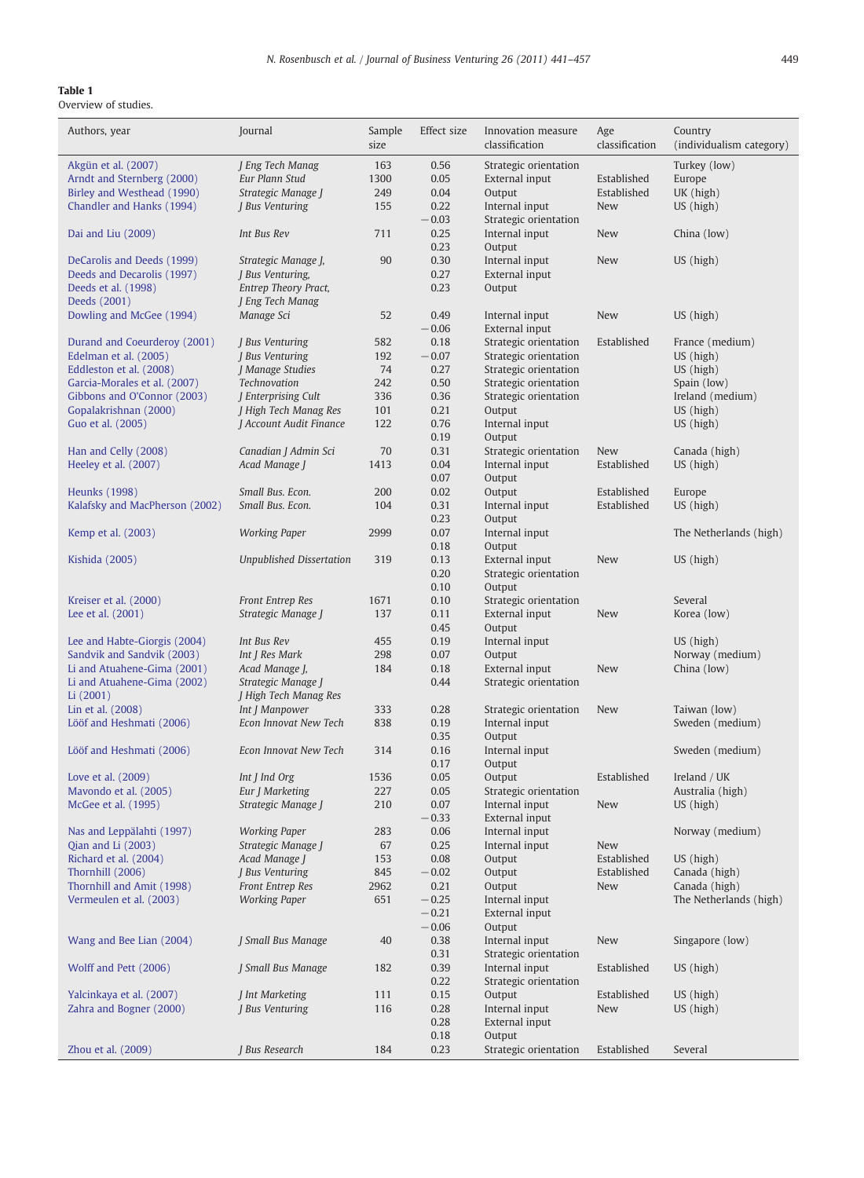**Table 1**
Overview of studies.

| Authors, year | Journal | Sample size | Effect size | Innovation measure classification | Age classification | Country (individualism category) |
|---|---|---|---|---|---|---|
| Akgün et al. (2007) | *J Eng Tech Manag* | 163 | 0.56 | Strategic orientation | | Turkey (low) |
| Arndt and Sternberg (2000) | *Eur Plann Stud* | 1300 | 0.05 | External input | Established | Europe |
| Birley and Westhead (1990) | *Strategic Manage J* | 249 | 0.04 | Output | Established | UK (high) |
| Chandler and Hanks (1994) | *J Bus Venturing* | 155 | 0.22 | Internal input | New | US (high) |
| | | | −0.03 | Strategic orientation | | |
| Dai and Liu (2009) | *Int Bus Rev* | 711 | 0.25 | Internal input | New | China (low) |
| | | | 0.23 | Output | | |
| DeCarolis and Deeds (1999) | *Strategic Manage J,* | 90 | 0.30 | Internal input | New | US (high) |
| Deeds and Decarolis (1997) | *J Bus Venturing,* | | 0.27 | External input | | |
| Deeds et al. (1998) | *Entrep Theory Pract,* | | 0.23 | Output | | |
| Deeds (2001) | *J Eng Tech Manag* | | | | | |
| Dowling and McGee (1994) | *Manage Sci* | 52 | 0.49 | Internal input | New | US (high) |
| | | | −0.06 | External input | | |
| Durand and Coeurderoy (2001) | *J Bus Venturing* | 582 | 0.18 | Strategic orientation | Established | France (medium) |
| Edelman et al. (2005) | *J Bus Venturing* | 192 | −0.07 | Strategic orientation | | US (high) |
| Eddleston et al. (2008) | *J Manage Studies* | 74 | 0.27 | Strategic orientation | | US (high) |
| Garcia-Morales et al. (2007) | *Technovation* | 242 | 0.50 | Strategic orientation | | Spain (low) |
| Gibbons and O'Connor (2003) | *J Enterprising Cult* | 336 | 0.36 | Strategic orientation | | Ireland (medium) |
| Gopalakrishnan (2000) | *J High Tech Manag Res* | 101 | 0.21 | Output | | US (high) |
| Guo et al. (2005) | *J Account Audit Finance* | 122 | 0.76 | Internal input | | US (high) |
| | | | 0.19 | Output | | |
| Han and Celly (2008) | *Canadian J Admin Sci* | 70 | 0.31 | Strategic orientation | New | Canada (high) |
| Heeley et al. (2007) | *Acad Manage J* | 1413 | 0.04 | Internal input | Established | US (high) |
| | | | 0.07 | Output | | |
| Heunks (1998) | *Small Bus. Econ.* | 200 | 0.02 | Output | Established | Europe |
| Kalafsky and MacPherson (2002) | *Small Bus. Econ.* | 104 | 0.31 | Internal input | Established | US (high) |
| | | | 0.23 | Output | | |
| Kemp et al. (2003) | *Working Paper* | 2999 | 0.07 | Internal input | | The Netherlands (high) |
| | | | 0.18 | Output | | |
| Kishida (2005) | *Unpublished Dissertation* | 319 | 0.13 | External input | New | US (high) |
| | | | 0.20 | Strategic orientation | | |
| | | | 0.10 | Output | | |
| Kreiser et al. (2000) | *Front Entrep Res* | 1671 | 0.10 | Strategic orientation | | Several |
| Lee et al. (2001) | *Strategic Manage J* | 137 | 0.11 | External input | New | Korea (low) |
| | | | 0.45 | Output | | |
| Lee and Habte-Giorgis (2004) | *Int Bus Rev* | 455 | 0.19 | Internal input | | US (high) |
| Sandvik and Sandvik (2003) | *Int J Res Mark* | 298 | 0.07 | Output | | Norway (medium) |
| Li and Atuahene-Gima (2001) | *Acad Manage J,* | 184 | 0.18 | External input | New | China (low) |
| Li and Atuahene-Gima (2002) | *Strategic Manage J* | | 0.44 | Strategic orientation | | |
| Li (2001) | *J High Tech Manag Res* | | | | | |
| Lin et al. (2008) | *Int J Manpower* | 333 | 0.28 | Strategic orientation | New | Taiwan (low) |
| Lööf and Heshmati (2006) | *Econ Innovat New Tech* | 838 | 0.19 | Internal input | | Sweden (medium) |
| | | | 0.35 | Output | | |
| Lööf and Heshmati (2006) | *Econ Innovat New Tech* | 314 | 0.16 | Internal input | | Sweden (medium) |
| | | | 0.17 | Output | | |
| Love et al. (2009) | *Int J Ind Org* | 1536 | 0.05 | Output | Established | Ireland / UK |
| Mavondo et al. (2005) | *Eur J Marketing* | 227 | 0.05 | Strategic orientation | | Australia (high) |
| McGee et al. (1995) | *Strategic Manage J* | 210 | 0.07 | Internal input | New | US (high) |
| | | | −0.33 | External input | | |
| Nas and Leppälahti (1997) | *Working Paper* | 283 | 0.06 | Internal input | | Norway (medium) |
| Qian and Li (2003) | *Strategic Manage J* | 67 | 0.25 | Internal input | New | |
| Richard et al. (2004) | *Acad Manage J* | 153 | 0.08 | Output | Established | US (high) |
| Thornhill (2006) | *J Bus Venturing* | 845 | −0.02 | Output | Established | Canada (high) |
| Thornhill and Amit (1998) | *Front Entrep Res* | 2962 | 0.21 | Output | New | Canada (high) |
| Vermeulen et al. (2003) | *Working Paper* | 651 | −0.25 | Internal input | | The Netherlands (high) |
| | | | −0.21 | External input | | |
| | | | −0.06 | Output | | |
| Wang and Bee Lian (2004) | *J Small Bus Manage* | 40 | 0.38 | Internal input | New | Singapore (low) |
| | | | 0.31 | Strategic orientation | | |
| Wolff and Pett (2006) | *J Small Bus Manage* | 182 | 0.39 | Internal input | Established | US (high) |
| | | | 0.22 | Strategic orientation | | |
| Yalcinkaya et al. (2007) | *J Int Marketing* | 111 | 0.15 | Output | Established | US (high) |
| Zahra and Bogner (2000) | *J Bus Venturing* | 116 | 0.28 | Internal input | New | US (high) |
| | | | 0.28 | External input | | |
| | | | 0.18 | Output | | |
| Zhou et al. (2009) | *J Bus Research* | 184 | 0.23 | Strategic orientation | Established | Several |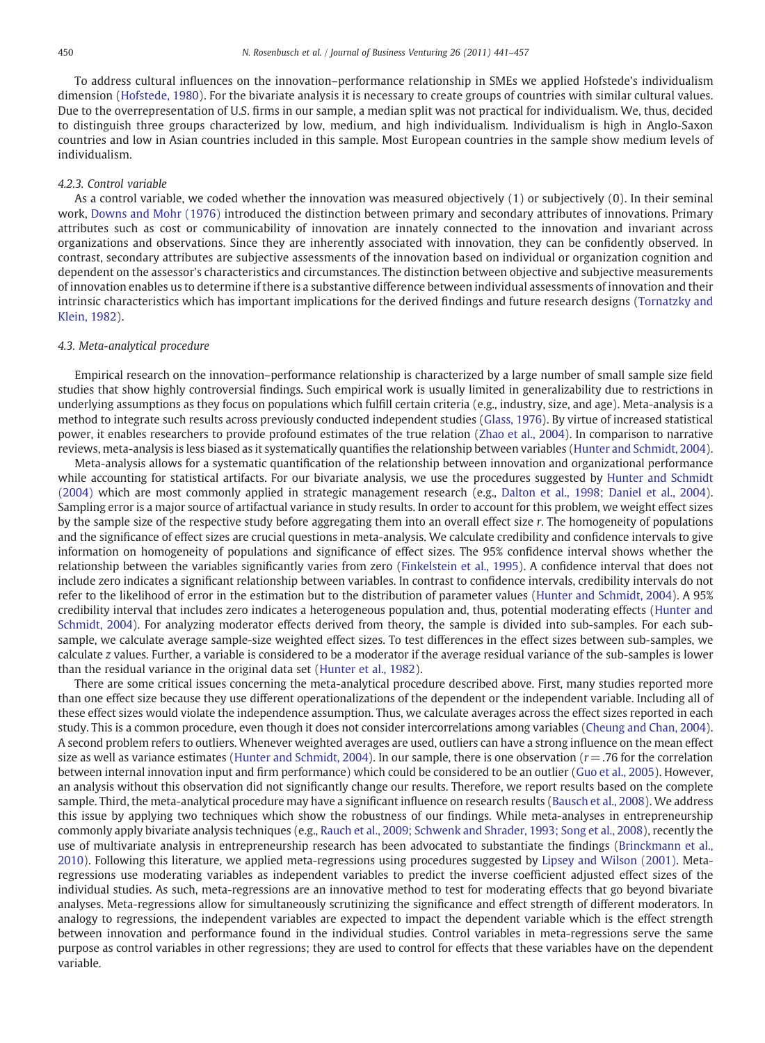To address cultural influences on the innovation–performance relationship in SMEs we applied Hofstede's individualism dimension (Hofstede, 1980). For the bivariate analysis it is necessary to create groups of countries with similar cultural values. Due to the overrepresentation of U.S. firms in our sample, a median split was not practical for individualism. We, thus, decided to distinguish three groups characterized by low, medium, and high individualism. Individualism is high in Anglo-Saxon countries and low in Asian countries included in this sample. Most European countries in the sample show medium levels of individualism.

#### 4.2.3. Control variable

As a control variable, we coded whether the innovation was measured objectively (1) or subjectively (0). In their seminal work, Downs and Mohr (1976) introduced the distinction between primary and secondary attributes of innovations. Primary attributes such as cost or communicability of innovation are innately connected to the innovation and invariant across organizations and observations. Since they are inherently associated with innovation, they can be confidently observed. In contrast, secondary attributes are subjective assessments of the innovation based on individual or organization cognition and dependent on the assessor's characteristics and circumstances. The distinction between objective and subjective measurements of innovation enables us to determine if there is a substantive difference between individual assessments of innovation and their intrinsic characteristics which has important implications for the derived findings and future research designs (Tornatzky and Klein, 1982).

### 4.3. Meta-analytical procedure

Empirical research on the innovation–performance relationship is characterized by a large number of small sample size field studies that show highly controversial findings. Such empirical work is usually limited in generalizability due to restrictions in underlying assumptions as they focus on populations which fulfill certain criteria (e.g., industry, size, and age). Meta-analysis is a method to integrate such results across previously conducted independent studies (Glass, 1976). By virtue of increased statistical power, it enables researchers to provide profound estimates of the true relation (Zhao et al., 2004). In comparison to narrative reviews, meta-analysis is less biased as it systematically quantifies the relationship between variables (Hunter and Schmidt, 2004).

Meta-analysis allows for a systematic quantification of the relationship between innovation and organizational performance while accounting for statistical artifacts. For our bivariate analysis, we use the procedures suggested by Hunter and Schmidt (2004) which are most commonly applied in strategic management research (e.g., Dalton et al., 1998; Daniel et al., 2004). Sampling error is a major source of artifactual variance in study results. In order to account for this problem, we weight effect sizes by the sample size of the respective study before aggregating them into an overall effect size *r*. The homogeneity of populations and the significance of effect sizes are crucial questions in meta-analysis. We calculate credibility and confidence intervals to give information on homogeneity of populations and significance of effect sizes. The 95% confidence interval shows whether the relationship between the variables significantly varies from zero (Finkelstein et al., 1995). A confidence interval that does not include zero indicates a significant relationship between variables. In contrast to confidence intervals, credibility intervals do not refer to the likelihood of error in the estimation but to the distribution of parameter values (Hunter and Schmidt, 2004). A 95% credibility interval that includes zero indicates a heterogeneous population and, thus, potential moderating effects (Hunter and Schmidt, 2004). For analyzing moderator effects derived from theory, the sample is divided into sub-samples. For each sub-sample, we calculate average sample-size weighted effect sizes. To test differences in the effect sizes between sub-samples, we calculate *z* values. Further, a variable is considered to be a moderator if the average residual variance of the sub-samples is lower than the residual variance in the original data set (Hunter et al., 1982).

There are some critical issues concerning the meta-analytical procedure described above. First, many studies reported more than one effect size because they use different operationalizations of the dependent or the independent variable. Including all of these effect sizes would violate the independence assumption. Thus, we calculate averages across the effect sizes reported in each study. This is a common procedure, even though it does not consider intercorrelations among variables (Cheung and Chan, 2004). A second problem refers to outliers. Whenever weighted averages are used, outliers can have a strong influence on the mean effect size as well as variance estimates (Hunter and Schmidt, 2004). In our sample, there is one observation ($r = .76$ for the correlation between internal innovation input and firm performance) which could be considered to be an outlier (Guo et al., 2005). However, an analysis without this observation did not significantly change our results. Therefore, we report results based on the complete sample. Third, the meta-analytical procedure may have a significant influence on research results (Bausch et al., 2008). We address this issue by applying two techniques which show the robustness of our findings. While meta-analyses in entrepreneurship commonly apply bivariate analysis techniques (e.g., Rauch et al., 2009; Schwenk and Shrader, 1993; Song et al., 2008), recently the use of multivariate analysis in entrepreneurship research has been advocated to substantiate the findings (Brinckmann et al., 2010). Following this literature, we applied meta-regressions using procedures suggested by Lipsey and Wilson (2001). Meta-regressions use moderating variables as independent variables to predict the inverse coefficient adjusted effect sizes of the individual studies. As such, meta-regressions are an innovative method to test for moderating effects that go beyond bivariate analyses. Meta-regressions allow for simultaneously scrutinizing the significance and effect strength of different moderators. In analogy to regressions, the independent variables are expected to impact the dependent variable which is the effect strength between innovation and performance found in the individual studies. Control variables in meta-regressions serve the same purpose as control variables in other regressions; they are used to control for effects that these variables have on the dependent variable.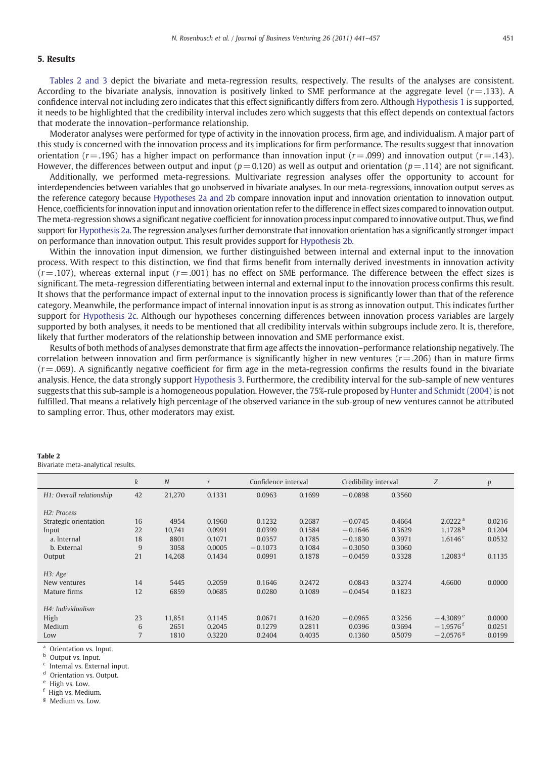## 5. Results

Tables 2 and 3 depict the bivariate and meta-regression results, respectively. The results of the analyses are consistent. According to the bivariate analysis, innovation is positively linked to SME performance at the aggregate level ($r=.133$). A confidence interval not including zero indicates that this effect significantly differs from zero. Although Hypothesis 1 is supported, it needs to be highlighted that the credibility interval includes zero which suggests that this effect depends on contextual factors that moderate the innovation–performance relationship.

Moderator analyses were performed for type of activity in the innovation process, firm age, and individualism. A major part of this study is concerned with the innovation process and its implications for firm performance. The results suggest that innovation orientation ($r=.196$) has a higher impact on performance than innovation input ($r=.099$) and innovation output ($r=.143$). However, the differences between output and input ($p=0.120$) as well as output and orientation ($p=.114$) are not significant.

Additionally, we performed meta-regressions. Multivariate regression analyses offer the opportunity to account for interdependencies between variables that go unobserved in bivariate analyses. In our meta-regressions, innovation output serves as the reference category because Hypotheses 2a and 2b compare innovation input and innovation orientation to innovation output. Hence, coefficients for innovation input and innovation orientation refer to the difference in effect sizes compared to innovation output. The meta-regression shows a significant negative coefficient for innovation process input compared to innovative output. Thus, we find support for Hypothesis 2a. The regression analyses further demonstrate that innovation orientation has a significantly stronger impact on performance than innovation output. This result provides support for Hypothesis 2b.

Within the innovation input dimension, we further distinguished between internal and external input to the innovation process. With respect to this distinction, we find that firms benefit from internally derived investments in innovation activity ($r=.107$), whereas external input ($r=.001$) has no effect on SME performance. The difference between the effect sizes is significant. The meta-regression differentiating between internal and external input to the innovation process confirms this result. It shows that the performance impact of external input to the innovation process is significantly lower than that of the reference category. Meanwhile, the performance impact of internal innovation input is as strong as innovation output. This indicates further support for Hypothesis 2c. Although our hypotheses concerning differences between innovation process variables are largely supported by both analyses, it needs to be mentioned that all credibility intervals within subgroups include zero. It is, therefore, likely that further moderators of the relationship between innovation and SME performance exist.

Results of both methods of analyses demonstrate that firm age affects the innovation–performance relationship negatively. The correlation between innovation and firm performance is significantly higher in new ventures ($r=.206$) than in mature firms ($r=.069$). A significantly negative coefficient for firm age in the meta-regression confirms the results found in the bivariate analysis. Hence, the data strongly support Hypothesis 3. Furthermore, the credibility interval for the sub-sample of new ventures suggests that this sub-sample is a homogeneous population. However, the 75%-rule proposed by Hunter and Schmidt (2004) is not fulfilled. That means a relatively high percentage of the observed variance in the sub-group of new ventures cannot be attributed to sampling error. Thus, other moderators may exist.

**Table 2**
Bivariate meta-analytical results.

| | $k$ | $N$ | $r$ | Confidence interval | | Credibility interval | | $Z$ | $p$ |
|---|---|---|---|---|---|---|---|---|---|
| *H1: Overall relationship* | 42 | 21,270 | 0.1331 | 0.0963 | 0.1699 | −0.0898 | 0.3560 | | |
| *H2: Process* | | | | | | | | | |
| Strategic orientation | 16 | 4954 | 0.1960 | 0.1232 | 0.2687 | −0.0745 | 0.4664 | 2.0222 [a] | 0.0216 |
| Input | 22 | 10,741 | 0.0991 | 0.0399 | 0.1584 | −0.1646 | 0.3629 | 1.1728 [b] | 0.1204 |
| a. Internal | 18 | 8801 | 0.1071 | 0.0357 | 0.1785 | −0.1830 | 0.3971 | 1.6146 [c] | 0.0532 |
| b. External | 9 | 3058 | 0.0005 | −0.1073 | 0.1084 | −0.3050 | 0.3060 | | |
| Output | 21 | 14,268 | 0.1434 | 0.0991 | 0.1878 | −0.0459 | 0.3328 | 1.2083 [d] | 0.1135 |
| *H3: Age* | | | | | | | | | |
| New ventures | 14 | 5445 | 0.2059 | 0.1646 | 0.2472 | 0.0843 | 0.3274 | 4.6600 | 0.0000 |
| Mature firms | 12 | 6859 | 0.0685 | 0.0280 | 0.1089 | −0.0454 | 0.1823 | | |
| *H4: Individualism* | | | | | | | | | |
| High | 23 | 11,851 | 0.1145 | 0.0671 | 0.1620 | −0.0965 | 0.3256 | −4.3089 [e] | 0.0000 |
| Medium | 6 | 2651 | 0.2045 | 0.1279 | 0.2811 | 0.0396 | 0.3694 | −1.9576 [f] | 0.0251 |
| Low | 7 | 1810 | 0.3220 | 0.2404 | 0.4035 | 0.1360 | 0.5079 | −2.0576 [g] | 0.0199 |

[a] Orientation vs. Input.
[b] Output vs. Input.
[c] Internal vs. External input.
[d] Orientation vs. Output.
[e] High vs. Low.
[f] High vs. Medium.
[g] Medium vs. Low.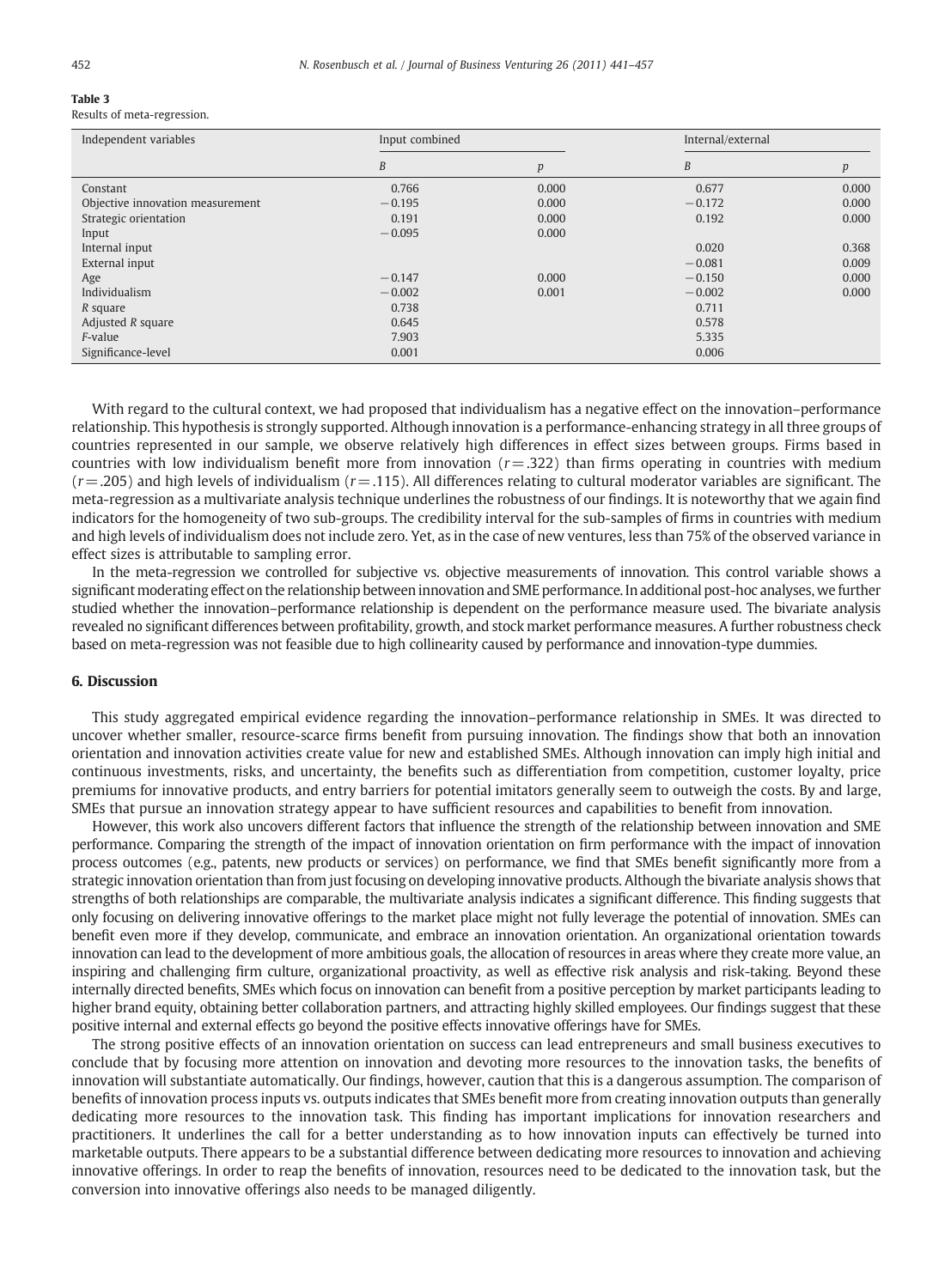**Table 3**
Results of meta-regression.

| Independent variables | Input combined | | Internal/external | |
|---|---|---|---|---|
| | *B* | *p* | *B* | *p* |
| Constant | 0.766 | 0.000 | 0.677 | 0.000 |
| Objective innovation measurement | −0.195 | 0.000 | −0.172 | 0.000 |
| Strategic orientation | 0.191 | 0.000 | 0.192 | 0.000 |
| Input | −0.095 | 0.000 | | |
| Internal input | | | 0.020 | 0.368 |
| External input | | | −0.081 | 0.009 |
| Age | −0.147 | 0.000 | −0.150 | 0.000 |
| Individualism | −0.002 | 0.001 | −0.002 | 0.000 |
| *R* square | 0.738 | | 0.711 | |
| Adjusted *R* square | 0.645 | | 0.578 | |
| *F*-value | 7.903 | | 5.335 | |
| Significance-level | 0.001 | | 0.006 | |

With regard to the cultural context, we had proposed that individualism has a negative effect on the innovation–performance relationship. This hypothesis is strongly supported. Although innovation is a performance-enhancing strategy in all three groups of countries represented in our sample, we observe relatively high differences in effect sizes between groups. Firms based in countries with low individualism benefit more from innovation ($r = .322$) than firms operating in countries with medium ($r = .205$) and high levels of individualism ($r = .115$). All differences relating to cultural moderator variables are significant. The meta-regression as a multivariate analysis technique underlines the robustness of our findings. It is noteworthy that we again find indicators for the homogeneity of two sub-groups. The credibility interval for the sub-samples of firms in countries with medium and high levels of individualism does not include zero. Yet, as in the case of new ventures, less than 75% of the observed variance in effect sizes is attributable to sampling error.

In the meta-regression we controlled for subjective vs. objective measurements of innovation. This control variable shows a significant moderating effect on the relationship between innovation and SME performance. In additional post-hoc analyses, we further studied whether the innovation–performance relationship is dependent on the performance measure used. The bivariate analysis revealed no significant differences between profitability, growth, and stock market performance measures. A further robustness check based on meta-regression was not feasible due to high collinearity caused by performance and innovation-type dummies.

## 6. Discussion

This study aggregated empirical evidence regarding the innovation–performance relationship in SMEs. It was directed to uncover whether smaller, resource-scarce firms benefit from pursuing innovation. The findings show that both an innovation orientation and innovation activities create value for new and established SMEs. Although innovation can imply high initial and continuous investments, risks, and uncertainty, the benefits such as differentiation from competition, customer loyalty, price premiums for innovative products, and entry barriers for potential imitators generally seem to outweigh the costs. By and large, SMEs that pursue an innovation strategy appear to have sufficient resources and capabilities to benefit from innovation.

However, this work also uncovers different factors that influence the strength of the relationship between innovation and SME performance. Comparing the strength of the impact of innovation orientation on firm performance with the impact of innovation process outcomes (e.g., patents, new products or services) on performance, we find that SMEs benefit significantly more from a strategic innovation orientation than from just focusing on developing innovative products. Although the bivariate analysis shows that strengths of both relationships are comparable, the multivariate analysis indicates a significant difference. This finding suggests that only focusing on delivering innovative offerings to the market place might not fully leverage the potential of innovation. SMEs can benefit even more if they develop, communicate, and embrace an innovation orientation. An organizational orientation towards innovation can lead to the development of more ambitious goals, the allocation of resources in areas where they create more value, an inspiring and challenging firm culture, organizational proactivity, as well as effective risk analysis and risk-taking. Beyond these internally directed benefits, SMEs which focus on innovation can benefit from a positive perception by market participants leading to higher brand equity, obtaining better collaboration partners, and attracting highly skilled employees. Our findings suggest that these positive internal and external effects go beyond the positive effects innovative offerings have for SMEs.

The strong positive effects of an innovation orientation on success can lead entrepreneurs and small business executives to conclude that by focusing more attention on innovation and devoting more resources to the innovation tasks, the benefits of innovation will substantiate automatically. Our findings, however, caution that this is a dangerous assumption. The comparison of benefits of innovation process inputs vs. outputs indicates that SMEs benefit more from creating innovation outputs than generally dedicating more resources to the innovation task. This finding has important implications for innovation researchers and practitioners. It underlines the call for a better understanding as to how innovation inputs can effectively be turned into marketable outputs. There appears to be a substantial difference between dedicating more resources to innovation and achieving innovative offerings. In order to reap the benefits of innovation, resources need to be dedicated to the innovation task, but the conversion into innovative offerings also needs to be managed diligently.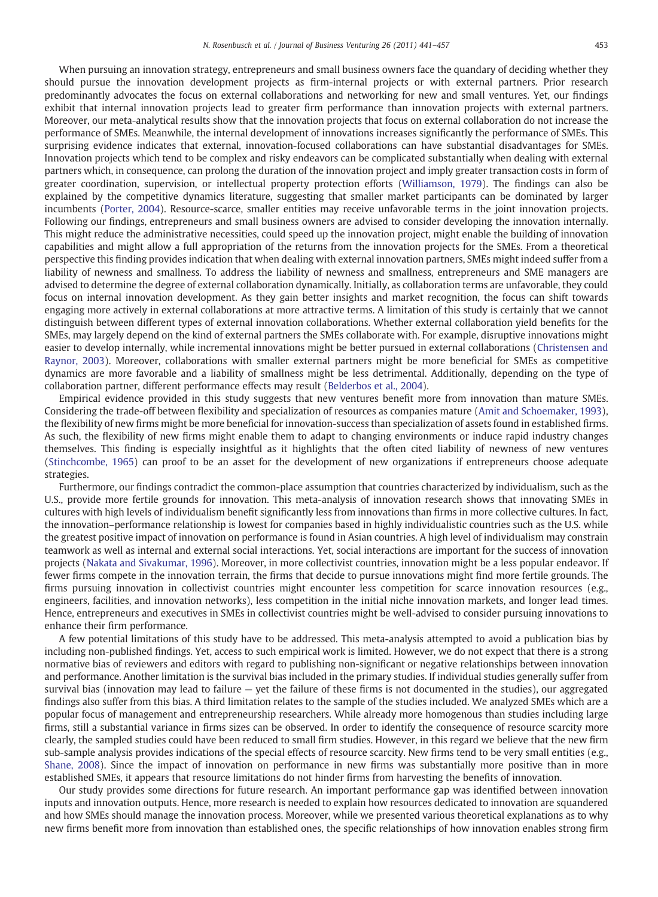When pursuing an innovation strategy, entrepreneurs and small business owners face the quandary of deciding whether they should pursue the innovation development projects as firm-internal projects or with external partners. Prior research predominantly advocates the focus on external collaborations and networking for new and small ventures. Yet, our findings exhibit that internal innovation projects lead to greater firm performance than innovation projects with external partners. Moreover, our meta-analytical results show that the innovation projects that focus on external collaboration do not increase the performance of SMEs. Meanwhile, the internal development of innovations increases significantly the performance of SMEs. This surprising evidence indicates that external, innovation-focused collaborations can have substantial disadvantages for SMEs. Innovation projects which tend to be complex and risky endeavors can be complicated substantially when dealing with external partners which, in consequence, can prolong the duration of the innovation project and imply greater transaction costs in form of greater coordination, supervision, or intellectual property protection efforts (Williamson, 1979). The findings can also be explained by the competitive dynamics literature, suggesting that smaller market participants can be dominated by larger incumbents (Porter, 2004). Resource-scarce, smaller entities may receive unfavorable terms in the joint innovation projects. Following our findings, entrepreneurs and small business owners are advised to consider developing the innovation internally. This might reduce the administrative necessities, could speed up the innovation project, might enable the building of innovation capabilities and might allow a full appropriation of the returns from the innovation projects for the SMEs. From a theoretical perspective this finding provides indication that when dealing with external innovation partners, SMEs might indeed suffer from a liability of newness and smallness. To address the liability of newness and smallness, entrepreneurs and SME managers are advised to determine the degree of external collaboration dynamically. Initially, as collaboration terms are unfavorable, they could focus on internal innovation development. As they gain better insights and market recognition, the focus can shift towards engaging more actively in external collaborations at more attractive terms. A limitation of this study is certainly that we cannot distinguish between different types of external innovation collaborations. Whether external collaboration yield benefits for the SMEs, may largely depend on the kind of external partners the SMEs collaborate with. For example, disruptive innovations might easier to develop internally, while incremental innovations might be better pursued in external collaborations (Christensen and Raynor, 2003). Moreover, collaborations with smaller external partners might be more beneficial for SMEs as competitive dynamics are more favorable and a liability of smallness might be less detrimental. Additionally, depending on the type of collaboration partner, different performance effects may result (Belderbos et al., 2004).

Empirical evidence provided in this study suggests that new ventures benefit more from innovation than mature SMEs. Considering the trade-off between flexibility and specialization of resources as companies mature (Amit and Schoemaker, 1993), the flexibility of new firms might be more beneficial for innovation-success than specialization of assets found in established firms. As such, the flexibility of new firms might enable them to adapt to changing environments or induce rapid industry changes themselves. This finding is especially insightful as it highlights that the often cited liability of newness of new ventures (Stinchcombe, 1965) can proof to be an asset for the development of new organizations if entrepreneurs choose adequate strategies.

Furthermore, our findings contradict the common-place assumption that countries characterized by individualism, such as the U.S., provide more fertile grounds for innovation. This meta-analysis of innovation research shows that innovating SMEs in cultures with high levels of individualism benefit significantly less from innovations than firms in more collective cultures. In fact, the innovation–performance relationship is lowest for companies based in highly individualistic countries such as the U.S. while the greatest positive impact of innovation on performance is found in Asian countries. A high level of individualism may constrain teamwork as well as internal and external social interactions. Yet, social interactions are important for the success of innovation projects (Nakata and Sivakumar, 1996). Moreover, in more collectivist countries, innovation might be a less popular endeavor. If fewer firms compete in the innovation terrain, the firms that decide to pursue innovations might find more fertile grounds. The firms pursuing innovation in collectivist countries might encounter less competition for scarce innovation resources (e.g., engineers, facilities, and innovation networks), less competition in the initial niche innovation markets, and longer lead times. Hence, entrepreneurs and executives in SMEs in collectivist countries might be well-advised to consider pursuing innovations to enhance their firm performance.

A few potential limitations of this study have to be addressed. This meta-analysis attempted to avoid a publication bias by including non-published findings. Yet, access to such empirical work is limited. However, we do not expect that there is a strong normative bias of reviewers and editors with regard to publishing non-significant or negative relationships between innovation and performance. Another limitation is the survival bias included in the primary studies. If individual studies generally suffer from survival bias (innovation may lead to failure — yet the failure of these firms is not documented in the studies), our aggregated findings also suffer from this bias. A third limitation relates to the sample of the studies included. We analyzed SMEs which are a popular focus of management and entrepreneurship researchers. While already more homogenous than studies including large firms, still a substantial variance in firms sizes can be observed. In order to identify the consequence of resource scarcity more clearly, the sampled studies could have been reduced to small firm studies. However, in this regard we believe that the new firm sub-sample analysis provides indications of the special effects of resource scarcity. New firms tend to be very small entities (e.g., Shane, 2008). Since the impact of innovation on performance in new firms was substantially more positive than in more established SMEs, it appears that resource limitations do not hinder firms from harvesting the benefits of innovation.

Our study provides some directions for future research. An important performance gap was identified between innovation inputs and innovation outputs. Hence, more research is needed to explain how resources dedicated to innovation are squandered and how SMEs should manage the innovation process. Moreover, while we presented various theoretical explanations as to why new firms benefit more from innovation than established ones, the specific relationships of how innovation enables strong firm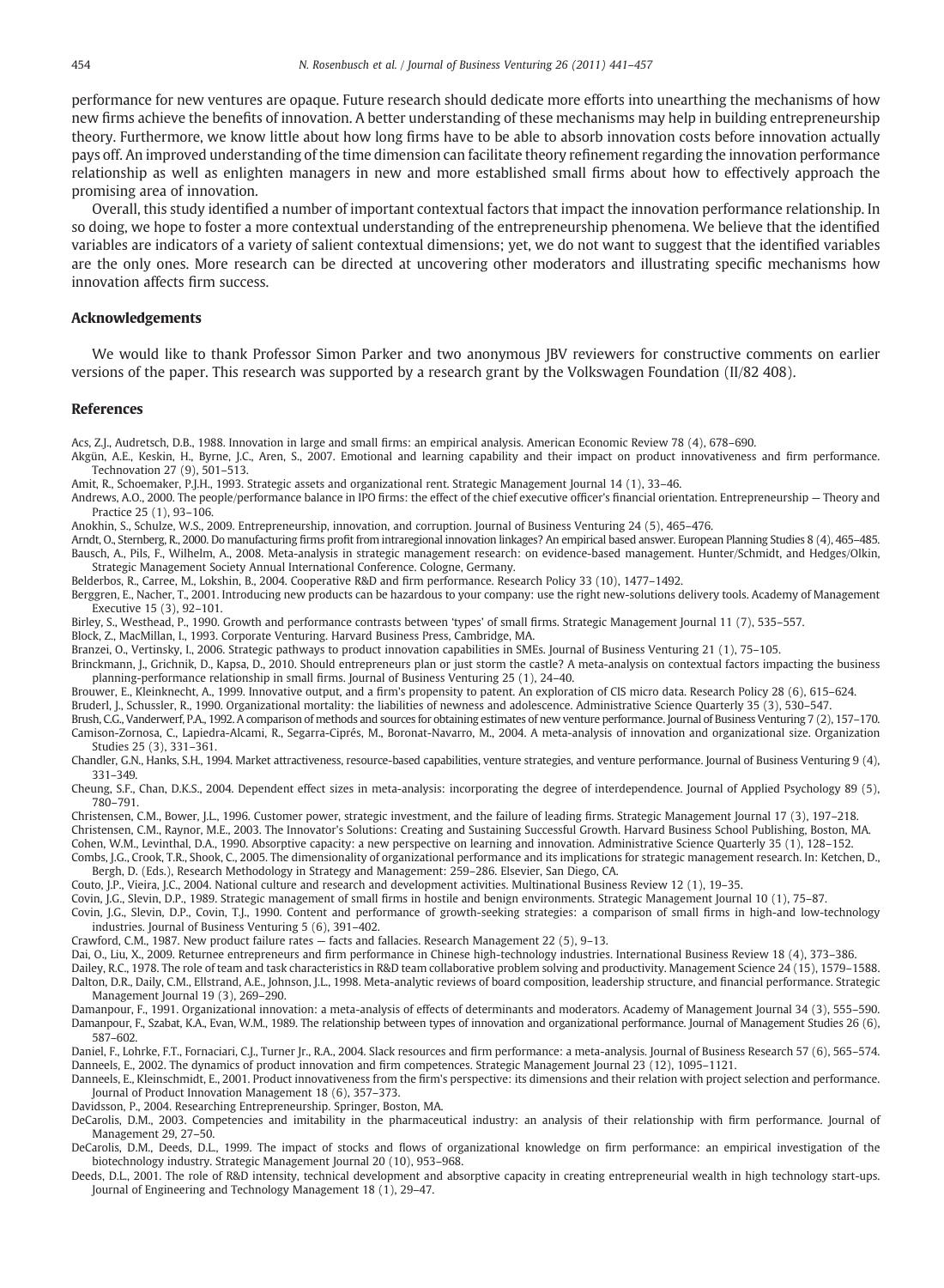performance for new ventures are opaque. Future research should dedicate more efforts into unearthing the mechanisms of how new firms achieve the benefits of innovation. A better understanding of these mechanisms may help in building entrepreneurship theory. Furthermore, we know little about how long firms have to be able to absorb innovation costs before innovation actually pays off. An improved understanding of the time dimension can facilitate theory refinement regarding the innovation performance relationship as well as enlighten managers in new and more established small firms about how to effectively approach the promising area of innovation.

Overall, this study identified a number of important contextual factors that impact the innovation performance relationship. In so doing, we hope to foster a more contextual understanding of the entrepreneurship phenomena. We believe that the identified variables are indicators of a variety of salient contextual dimensions; yet, we do not want to suggest that the identified variables are the only ones. More research can be directed at uncovering other moderators and illustrating specific mechanisms how innovation affects firm success.

## Acknowledgements

We would like to thank Professor Simon Parker and two anonymous JBV reviewers for constructive comments on earlier versions of the paper. This research was supported by a research grant by the Volkswagen Foundation (II/82 408).

## References

Acs, Z.J., Audretsch, D.B., 1988. Innovation in large and small firms: an empirical analysis. American Economic Review 78 (4), 678–690.

Akgün, A.E., Keskin, H., Byrne, J.C., Aren, S., 2007. Emotional and learning capability and their impact on product innovativeness and firm performance. Technovation 27 (9), 501–513.

Amit, R., Schoemaker, P.J.H., 1993. Strategic assets and organizational rent. Strategic Management Journal 14 (1), 33–46.

Andrews, A.O., 2000. The people/performance balance in IPO firms: the effect of the chief executive officer's financial orientation. Entrepreneurship — Theory and Practice 25 (1), 93–106.

Anokhin, S., Schulze, W.S., 2009. Entrepreneurship, innovation, and corruption. Journal of Business Venturing 24 (5), 465–476.

Arndt, O., Sternberg, R., 2000. Do manufacturing firms profit from intraregional innovation linkages? An empirical based answer. European Planning Studies 8 (4), 465–485.

Bausch, A., Pils, F., Wilhelm, A., 2008. Meta-analysis in strategic management research: on evidence-based management. Hunter/Schmidt, and Hedges/Olkin, Strategic Management Society Annual International Conference. Cologne, Germany.

Belderbos, R., Carree, M., Lokshin, B., 2004. Cooperative R&D and firm performance. Research Policy 33 (10), 1477–1492.

Berggren, E., Nacher, T., 2001. Introducing new products can be hazardous to your company: use the right new-solutions delivery tools. Academy of Management Executive 15 (3), 92–101.

Birley, S., Westhead, P., 1990. Growth and performance contrasts between 'types' of small firms. Strategic Management Journal 11 (7), 535–557.

Block, Z., MacMillan, I., 1993. Corporate Venturing. Harvard Business Press, Cambridge, MA.

Branzei, O., Vertinsky, I., 2006. Strategic pathways to product innovation capabilities in SMEs. Journal of Business Venturing 21 (1), 75–105.

Brinckmann, J., Grichnik, D., Kapsa, D., 2010. Should entrepreneurs plan or just storm the castle? A meta-analysis on contextual factors impacting the business planning-performance relationship in small firms. Journal of Business Venturing 25 (1), 24–40.

Brouwer, E., Kleinknecht, A., 1999. Innovative output, and a firm's propensity to patent. An exploration of CIS micro data. Research Policy 28 (6), 615–624.

Bruderl, J., Schussler, R., 1990. Organizational mortality: the liabilities of newness and adolescence. Administrative Science Quarterly 35 (3), 530–547.

Brush, C.G., Vanderwerf, P.A., 1992. A comparison of methods and sources for obtaining estimates of new venture performance. Journal of Business Venturing 7 (2), 157–170.

Camison-Zornosa, C., Lapiedra-Alcami, R., Segarra-Ciprés, M., Boronat-Navarro, M., 2004. A meta-analysis of innovation and organizational size. Organization Studies 25 (3), 331–361.

Chandler, G.N., Hanks, S.H., 1994. Market attractiveness, resource-based capabilities, venture strategies, and venture performance. Journal of Business Venturing 9 (4), 331–349.

Cheung, S.F., Chan, D.K.S., 2004. Dependent effect sizes in meta-analysis: incorporating the degree of interdependence. Journal of Applied Psychology 89 (5), 780–791.

Christensen, C.M., Bower, J.L., 1996. Customer power, strategic investment, and the failure of leading firms. Strategic Management Journal 17 (3), 197–218.

Christensen, C.M., Raynor, M.E., 2003. The Innovator's Solutions: Creating and Sustaining Successful Growth. Harvard Business School Publishing, Boston, MA.

Cohen, W.M., Levinthal, D.A., 1990. Absorptive capacity: a new perspective on learning and innovation. Administrative Science Quarterly 35 (1), 128–152.

Combs, J.G., Crook, T.R., Shook, C., 2005. The dimensionality of organizational performance and its implications for strategic management research. In: Ketchen, D., Bergh, D. (Eds.), Research Methodology in Strategy and Management: 259–286. Elsevier, San Diego, CA.

Couto, J.P., Vieira, J.C., 2004. National culture and research and development activities. Multinational Business Review 12 (1), 19–35.

Covin, J.G., Slevin, D.P., 1989. Strategic management of small firms in hostile and benign environments. Strategic Management Journal 10 (1), 75–87.

Covin, J.G., Slevin, D.P., Covin, T.J., 1990. Content and performance of growth-seeking strategies: a comparison of small firms in high-and low-technology industries. Journal of Business Venturing 5 (6), 391–402.

Crawford, C.M., 1987. New product failure rates — facts and fallacies. Research Management 22 (5), 9–13.

Dai, O., Liu, X., 2009. Returnee entrepreneurs and firm performance in Chinese high-technology industries. International Business Review 18 (4), 373–386.

Dailey, R.C., 1978. The role of team and task characteristics in R&D team collaborative problem solving and productivity. Management Science 24 (15), 1579–1588.

Dalton, D.R., Daily, C.M., Ellstrand, A.E., Johnson, J.L., 1998. Meta-analytic reviews of board composition, leadership structure, and financial performance. Strategic Management Journal 19 (3), 269–290.

Damanpour, F., 1991. Organizational innovation: a meta-analysis of effects of determinants and moderators. Academy of Management Journal 34 (3), 555–590.

Damanpour, F., Szabat, K.A., Evan, W.M., 1989. The relationship between types of innovation and organizational performance. Journal of Management Studies 26 (6), 587–602.

Daniel, F., Lohrke, F.T., Fornaciari, C.J., Turner Jr., R.A., 2004. Slack resources and firm performance: a meta-analysis. Journal of Business Research 57 (6), 565–574.

Danneels, E., 2002. The dynamics of product innovation and firm competences. Strategic Management Journal 23 (12), 1095–1121.

Danneels, E., Kleinschmidt, E., 2001. Product innovativeness from the firm's perspective: its dimensions and their relation with project selection and performance. Journal of Product Innovation Management 18 (6), 357–373.

Davidsson, P., 2004. Researching Entrepreneurship. Springer, Boston, MA.

DeCarolis, D.M., 2003. Competencies and imitability in the pharmaceutical industry: an analysis of their relationship with firm performance. Journal of Management 29, 27–50.

DeCarolis, D.M., Deeds, D.L., 1999. The impact of stocks and flows of organizational knowledge on firm performance: an empirical investigation of the biotechnology industry. Strategic Management Journal 20 (10), 953–968.

Deeds, D.L., 2001. The role of R&D intensity, technical development and absorptive capacity in creating entrepreneurial wealth in high technology start-ups. Journal of Engineering and Technology Management 18 (1), 29–47.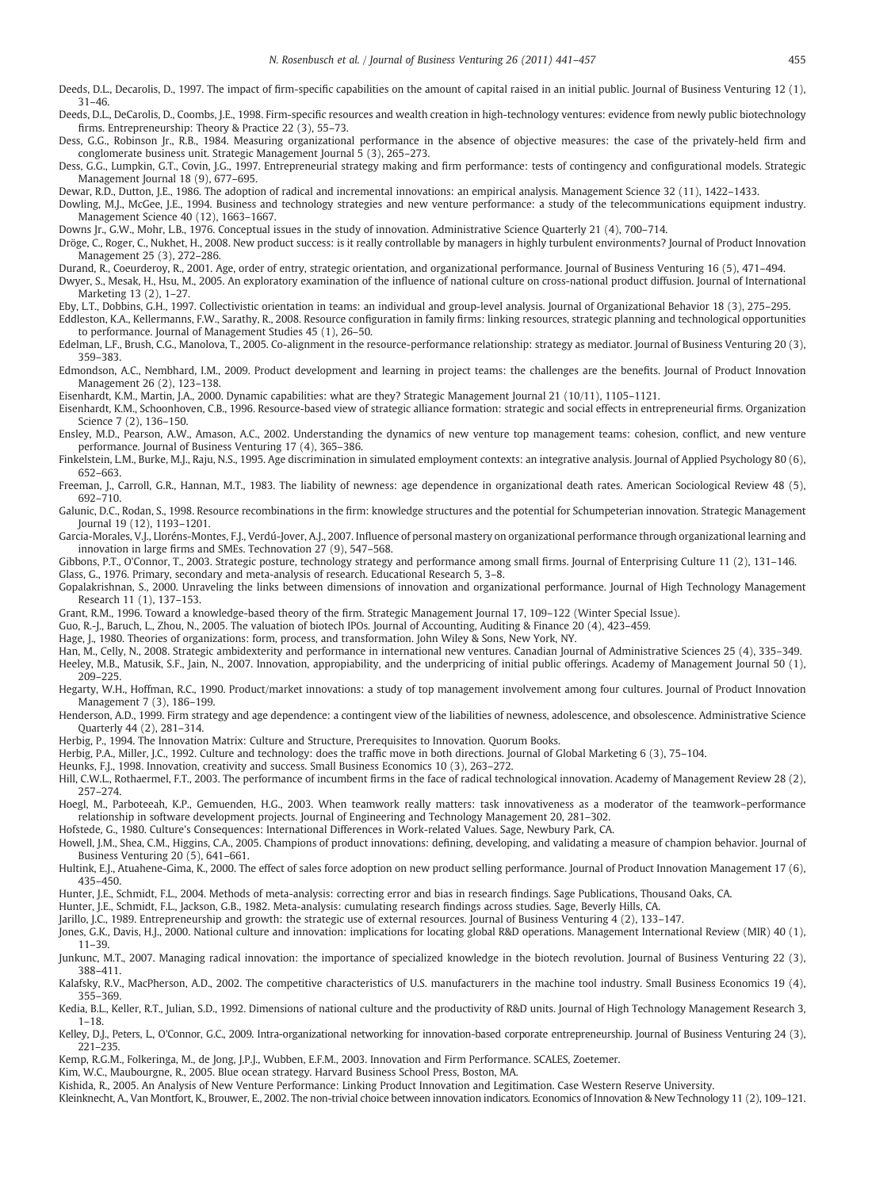Deeds, D.L., Decarolis, D., 1997. The impact of firm-specific capabilities on the amount of capital raised in an initial public. Journal of Business Venturing 12 (1), 31–46.

Deeds, D.L., DeCarolis, D., Coombs, J.E., 1998. Firm-specific resources and wealth creation in high-technology ventures: evidence from newly public biotechnology firms. Entrepreneurship: Theory & Practice 22 (3), 55–73.

Dess, G.G., Robinson Jr., R.B., 1984. Measuring organizational performance in the absence of objective measures: the case of the privately-held firm and conglomerate business unit. Strategic Management Journal 5 (3), 265–273.

Dess, G.G., Lumpkin, G.T., Covin, J.G., 1997. Entrepreneurial strategy making and firm performance: tests of contingency and configurational models. Strategic Management Journal 18 (9), 677–695.

Dewar, R.D., Dutton, J.E., 1986. The adoption of radical and incremental innovations: an empirical analysis. Management Science 32 (11), 1422–1433.

Dowling, M.J., McGee, J.E., 1994. Business and technology strategies and new venture performance: a study of the telecommunications equipment industry. Management Science 40 (12), 1663–1667.

Downs Jr., G.W., Mohr, L.B., 1976. Conceptual issues in the study of innovation. Administrative Science Quarterly 21 (4), 700–714.

Dröge, C., Roger, C., Nukhet, H., 2008. New product success: is it really controllable by managers in highly turbulent environments? Journal of Product Innovation Management 25 (3), 272–286.

Durand, R., Coeurderoy, R., 2001. Age, order of entry, strategic orientation, and organizational performance. Journal of Business Venturing 16 (5), 471–494.

Dwyer, S., Mesak, H., Hsu, M., 2005. An exploratory examination of the influence of national culture on cross-national product diffusion. Journal of International Marketing 13 (2), 1–27.

Eby, L.T., Dobbins, G.H., 1997. Collectivistic orientation in teams: an individual and group-level analysis. Journal of Organizational Behavior 18 (3), 275–295.

Eddleston, K.A., Kellermanns, F.W., Sarathy, R., 2008. Resource configuration in family firms: linking resources, strategic planning and technological opportunities to performance. Journal of Management Studies 45 (1), 26–50.

Edelman, L.F., Brush, C.G., Manolova, T., 2005. Co-alignment in the resource-performance relationship: strategy as mediator. Journal of Business Venturing 20 (3), 359–383.

Edmondson, A.C., Nembhard, I.M., 2009. Product development and learning in project teams: the challenges are the benefits. Journal of Product Innovation Management 26 (2), 123–138.

Eisenhardt, K.M., Martin, J.A., 2000. Dynamic capabilities: what are they? Strategic Management Journal 21 (10/11), 1105–1121.

Eisenhardt, K.M., Schoonhoven, C.B., 1996. Resource-based view of strategic alliance formation: strategic and social effects in entrepreneurial firms. Organization Science 7 (2), 136–150.

Ensley, M.D., Pearson, A.W., Amason, A.C., 2002. Understanding the dynamics of new venture top management teams: cohesion, conflict, and new venture performance. Journal of Business Venturing 17 (4), 365–386.

Finkelstein, L.M., Burke, M.J., Raju, N.S., 1995. Age discrimination in simulated employment contexts: an integrative analysis. Journal of Applied Psychology 80 (6), 652–663.

Freeman, J., Carroll, G.R., Hannan, M.T., 1983. The liability of newness: age dependence in organizational death rates. American Sociological Review 48 (5), 692–710.

Galunic, D.C., Rodan, S., 1998. Resource recombinations in the firm: knowledge structures and the potential for Schumpeterian innovation. Strategic Management Journal 19 (12), 1193–1201.

Garcia-Morales, V.J., Lloréns-Montes, F.J., Verdú-Jover, A.J., 2007. Influence of personal mastery on organizational performance through organizational learning and innovation in large firms and SMEs. Technovation 27 (9), 547–568.

Gibbons, P.T., O'Connor, T., 2003. Strategic posture, technology strategy and performance among small firms. Journal of Enterprising Culture 11 (2), 131–146.

Glass, G., 1976. Primary, secondary and meta-analysis of research. Educational Research 5, 3–8.

Gopalakrishnan, S., 2000. Unraveling the links between dimensions of innovation and organizational performance. Journal of High Technology Management Research 11 (1), 137–153.

Grant, R.M., 1996. Toward a knowledge-based theory of the firm. Strategic Management Journal 17, 109–122 (Winter Special Issue).

Guo, R.-J., Baruch, L., Zhou, N., 2005. The valuation of biotech IPOs. Journal of Accounting, Auditing & Finance 20 (4), 423–459.

Hage, J., 1980. Theories of organizations: form, process, and transformation. John Wiley & Sons, New York, NY.

Han, M., Celly, N., 2008. Strategic ambidexterity and performance in international new ventures. Canadian Journal of Administrative Sciences 25 (4), 335–349.

Heeley, M.B., Matusik, S.F., Jain, N., 2007. Innovation, appropriability, and the underpricing of initial public offerings. Academy of Management Journal 50 (1), 209–225.

Hegarty, W.H., Hoffman, R.C., 1990. Product/market innovations: a study of top management involvement among four cultures. Journal of Product Innovation Management 7 (3), 186–199.

Henderson, A.D., 1999. Firm strategy and age dependence: a contingent view of the liabilities of newness, adolescence, and obsolescence. Administrative Science Quarterly 44 (2), 281–314.

Herbig, P., 1994. The Innovation Matrix: Culture and Structure, Prerequisites to Innovation. Quorum Books.

Herbig, P.A., Miller, J.C., 1992. Culture and technology: does the traffic move in both directions. Journal of Global Marketing 6 (3), 75–104.

Heunks, F.J., 1998. Innovation, creativity and success. Small Business Economics 10 (3), 263–272.

Hill, C.W.L., Rothaermel, F.T., 2003. The performance of incumbent firms in the face of radical technological innovation. Academy of Management Review 28 (2), 257–274.

Hoegl, M., Parboteeah, K.P., Gemuenden, H.G., 2003. When teamwork really matters: task innovativeness as a moderator of the teamwork–performance relationship in software development projects. Journal of Engineering and Technology Management 20, 281–302.

Hofstede, G., 1980. Culture's Consequences: International Differences in Work-related Values. Sage, Newbury Park, CA.

Howell, J.M., Shea, C.M., Higgins, C.A., 2005. Champions of product innovations: defining, developing, and validating a measure of champion behavior. Journal of Business Venturing 20 (5), 641–661.

Hultink, E.J., Atuahene-Gima, K., 2000. The effect of sales force adoption on new product selling performance. Journal of Product Innovation Management 17 (6), 435–450.

Hunter, J.E., Schmidt, F.L., 2004. Methods of meta-analysis: correcting error and bias in research findings. Sage Publications, Thousand Oaks, CA.

Hunter, J.E., Schmidt, F.L., Jackson, G.B., 1982. Meta-analysis: cumulating research findings across studies. Sage, Beverly Hills, CA.

Jarillo, J.C., 1989. Entrepreneurship and growth: the strategic use of external resources. Journal of Business Venturing 4 (2), 133–147.

Jones, G.K., Davis, H.J., 2000. National culture and innovation: implications for locating global R&D operations. Management International Review (MIR) 40 (1), 11–39.

Junkunc, M.T., 2007. Managing radical innovation: the importance of specialized knowledge in the biotech revolution. Journal of Business Venturing 22 (3), 388–411.

Kalafsky, R.V., MacPherson, A.D., 2002. The competitive characteristics of U.S. manufacturers in the machine tool industry. Small Business Economics 19 (4), 355–369.

Kedia, B.L., Keller, R.T., Julian, S.D., 1992. Dimensions of national culture and the productivity of R&D units. Journal of High Technology Management Research 3, 1–18.

Kelley, D.J., Peters, L., O'Connor, G.C., 2009. Intra-organizational networking for innovation-based corporate entrepreneurship. Journal of Business Venturing 24 (3), 221–235.

Kemp, R.G.M., Folkeringa, M., de Jong, J.P.J., Wubben, E.F.M., 2003. Innovation and Firm Performance. SCALES, Zoetemer.

Kim, W.C., Maubourgne, R., 2005. Blue ocean strategy. Harvard Business School Press, Boston, MA.

Kishida, R., 2005. An Analysis of New Venture Performance: Linking Product Innovation and Legitimation. Case Western Reserve University.

Kleinknecht, A., Van Montfort, K., Brouwer, E., 2002. The non-trivial choice between innovation indicators. Economics of Innovation & New Technology 11 (2), 109–121.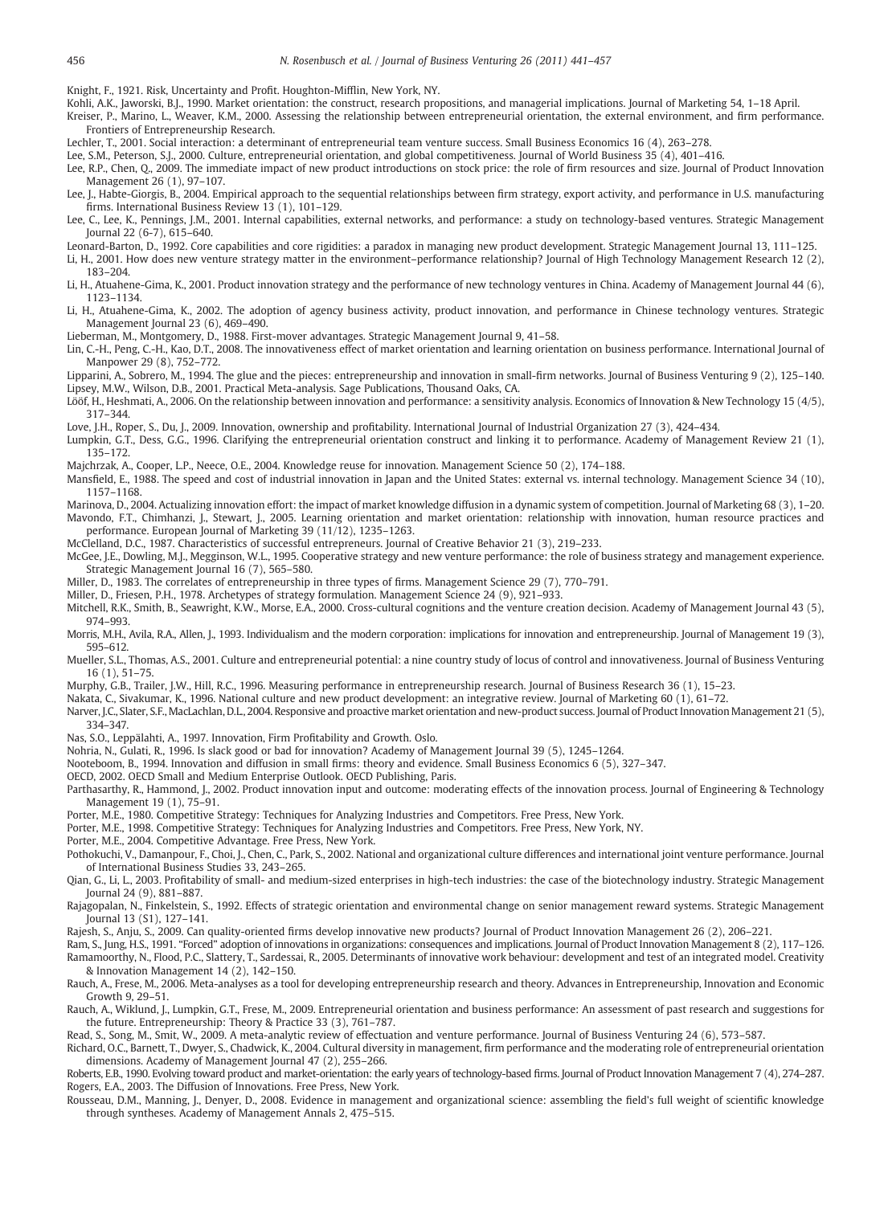Knight, F., 1921. Risk, Uncertainty and Profit. Houghton-Mifflin, New York, NY.

Kohli, A.K., Jaworski, B.J., 1990. Market orientation: the construct, research propositions, and managerial implications. Journal of Marketing 54, 1–18 April.

Kreiser, P., Marino, L., Weaver, K.M., 2000. Assessing the relationship between entrepreneurial orientation, the external environment, and firm performance. Frontiers of Entrepreneurship Research.

Lechler, T., 2001. Social interaction: a determinant of entrepreneurial team venture success. Small Business Economics 16 (4), 263–278.

Lee, S.M., Peterson, S.J., 2000. Culture, entrepreneurial orientation, and global competitiveness. Journal of World Business 35 (4), 401–416.

Lee, R.P., Chen, Q., 2009. The immediate impact of new product introductions on stock price: the role of firm resources and size. Journal of Product Innovation Management 26 (1), 97–107.

Lee, J., Habte-Giorgis, B., 2004. Empirical approach to the sequential relationships between firm strategy, export activity, and performance in U.S. manufacturing firms. International Business Review 13 (1), 101–129.

Lee, C., Lee, K., Pennings, J.M., 2001. Internal capabilities, external networks, and performance: a study on technology-based ventures. Strategic Management Journal 22 (6-7), 615–640.

Leonard-Barton, D., 1992. Core capabilities and core rigidities: a paradox in managing new product development. Strategic Management Journal 13, 111–125.

Li, H., 2001. How does new venture strategy matter in the environment–performance relationship? Journal of High Technology Management Research 12 (2), 183–204.

Li, H., Atuahene-Gima, K., 2001. Product innovation strategy and the performance of new technology ventures in China. Academy of Management Journal 44 (6), 1123–1134.

Li, H., Atuahene-Gima, K., 2002. The adoption of agency business activity, product innovation, and performance in Chinese technology ventures. Strategic Management Journal 23 (6), 469–490.

Lieberman, M., Montgomery, D., 1988. First-mover advantages. Strategic Management Journal 9, 41–58.

Lin, C.-H., Peng, C.-H., Kao, D.T., 2008. The innovativeness effect of market orientation and learning orientation on business performance. International Journal of Manpower 29 (8), 752–772.

Lipparini, A., Sobrero, M., 1994. The glue and the pieces: entrepreneurship and innovation in small-firm networks. Journal of Business Venturing 9 (2), 125–140.

Lipsey, M.W., Wilson, D.B., 2001. Practical Meta-analysis. Sage Publications, Thousand Oaks, CA.

Lööf, H., Heshmati, A., 2006. On the relationship between innovation and performance: a sensitivity analysis. Economics of Innovation & New Technology 15 (4/5), 317–344.

Love, J.H., Roper, S., Du, J., 2009. Innovation, ownership and profitability. International Journal of Industrial Organization 27 (3), 424–434.

Lumpkin, G.T., Dess, G.G., 1996. Clarifying the entrepreneurial orientation construct and linking it to performance. Academy of Management Review 21 (1), 135–172.

Majchrzak, A., Cooper, L.P., Neece, O.E., 2004. Knowledge reuse for innovation. Management Science 50 (2), 174–188.

Mansfield, E., 1988. The speed and cost of industrial innovation in Japan and the United States: external vs. internal technology. Management Science 34 (10), 1157–1168.

Marinova, D., 2004. Actualizing innovation effort: the impact of market knowledge diffusion in a dynamic system of competition. Journal of Marketing 68 (3), 1–20.

Mavondo, F.T., Chimhanzi, J., Stewart, J., 2005. Learning orientation and market orientation: relationship with innovation, human resource practices and performance. European Journal of Marketing 39 (11/12), 1235–1263.

McClelland, D.C., 1987. Characteristics of successful entrepreneurs. Journal of Creative Behavior 21 (3), 219–233.

McGee, J.E., Dowling, M.J., Megginson, W.L., 1995. Cooperative strategy and new venture performance: the role of business strategy and management experience. Strategic Management Journal 16 (7), 565–580.

Miller, D., 1983. The correlates of entrepreneurship in three types of firms. Management Science 29 (7), 770–791.

Miller, D., Friesen, P.H., 1978. Archetypes of strategy formulation. Management Science 24 (9), 921–933.

Mitchell, R.K., Smith, B., Seawright, K.W., Morse, E.A., 2000. Cross-cultural cognitions and the venture creation decision. Academy of Management Journal 43 (5), 974–993.

Morris, M.H., Avila, R.A., Allen, J., 1993. Individualism and the modern corporation: implications for innovation and entrepreneurship. Journal of Management 19 (3), 595–612.

Mueller, S.L., Thomas, A.S., 2001. Culture and entrepreneurial potential: a nine country study of locus of control and innovativeness. Journal of Business Venturing 16 (1), 51–75.

Murphy, G.B., Trailer, J.W., Hill, R.C., 1996. Measuring performance in entrepreneurship research. Journal of Business Research 36 (1), 15–23.

Nakata, C., Sivakumar, K., 1996. National culture and new product development: an integrative review. Journal of Marketing 60 (1), 61–72.

Narver, J.C., Slater, S.F., MacLachlan, D.L., 2004. Responsive and proactive market orientation and new-product success. Journal of Product Innovation Management 21 (5), 334–347.

Nas, S.O., Leppälahti, A., 1997. Innovation, Firm Profitability and Growth. Oslo.

Nohria, N., Gulati, R., 1996. Is slack good or bad for innovation? Academy of Management Journal 39 (5), 1245–1264.

Nooteboom, B., 1994. Innovation and diffusion in small firms: theory and evidence. Small Business Economics 6 (5), 327–347.

OECD, 2002. OECD Small and Medium Enterprise Outlook. OECD Publishing, Paris.

Parthasarthy, R., Hammond, J., 2002. Product innovation input and outcome: moderating effects of the innovation process. Journal of Engineering & Technology Management 19 (1), 75–91.

Porter, M.E., 1980. Competitive Strategy: Techniques for Analyzing Industries and Competitors. Free Press, New York.

Porter, M.E., 1998. Competitive Strategy: Techniques for Analyzing Industries and Competitors. Free Press, New York, NY.

Porter, M.E., 2004. Competitive Advantage. Free Press, New York.

Pothokuchi, V., Damanpour, F., Choi, J., Chen, C., Park, S., 2002. National and organizational culture differences and international joint venture performance. Journal of International Business Studies 33, 243–265.

Qian, G., Li, L., 2003. Profitability of small- and medium-sized enterprises in high-tech industries: the case of the biotechnology industry. Strategic Management Journal 24 (9), 881–887.

Rajagopalan, N., Finkelstein, S., 1992. Effects of strategic orientation and environmental change on senior management reward systems. Strategic Management Journal 13 (S1), 127–141.

Rajesh, S., Anju, S., 2009. Can quality-oriented firms develop innovative new products? Journal of Product Innovation Management 26 (2), 206–221.

Ram, S., Jung, H.S., 1991. "Forced" adoption of innovations in organizations: consequences and implications. Journal of Product Innovation Management 8 (2), 117–126.

Ramamoorthy, N., Flood, P.C., Slattery, T., Sardessai, R., 2005. Determinants of innovative work behaviour: development and test of an integrated model. Creativity & Innovation Management 14 (2), 142–150.

Rauch, A., Frese, M., 2006. Meta-analyses as a tool for developing entrepreneurship research and theory. Advances in Entrepreneurship, Innovation and Economic Growth 9, 29–51.

Rauch, A., Wiklund, J., Lumpkin, G.T., Frese, M., 2009. Entrepreneurial orientation and business performance: An assessment of past research and suggestions for the future. Entrepreneurship: Theory & Practice 33 (3), 761–787.

Read, S., Song, M., Smit, W., 2009. A meta-analytic review of effectuation and venture performance. Journal of Business Venturing 24 (6), 573–587.

Richard, O.C., Barnett, T., Dwyer, S., Chadwick, K., 2004. Cultural diversity in management, firm performance and the moderating role of entrepreneurial orientation dimensions. Academy of Management Journal 47 (2), 255–266.

Roberts, E.B., 1990. Evolving toward product and market-orientation: the early years of technology-based firms. Journal of Product Innovation Management 7 (4), 274–287.

Rogers, E.A., 2003. The Diffusion of Innovations. Free Press, New York.

Rousseau, D.M., Manning, J., Denyer, D., 2008. Evidence in management and organizational science: assembling the field's full weight of scientific knowledge through syntheses. Academy of Management Annals 2, 475–515.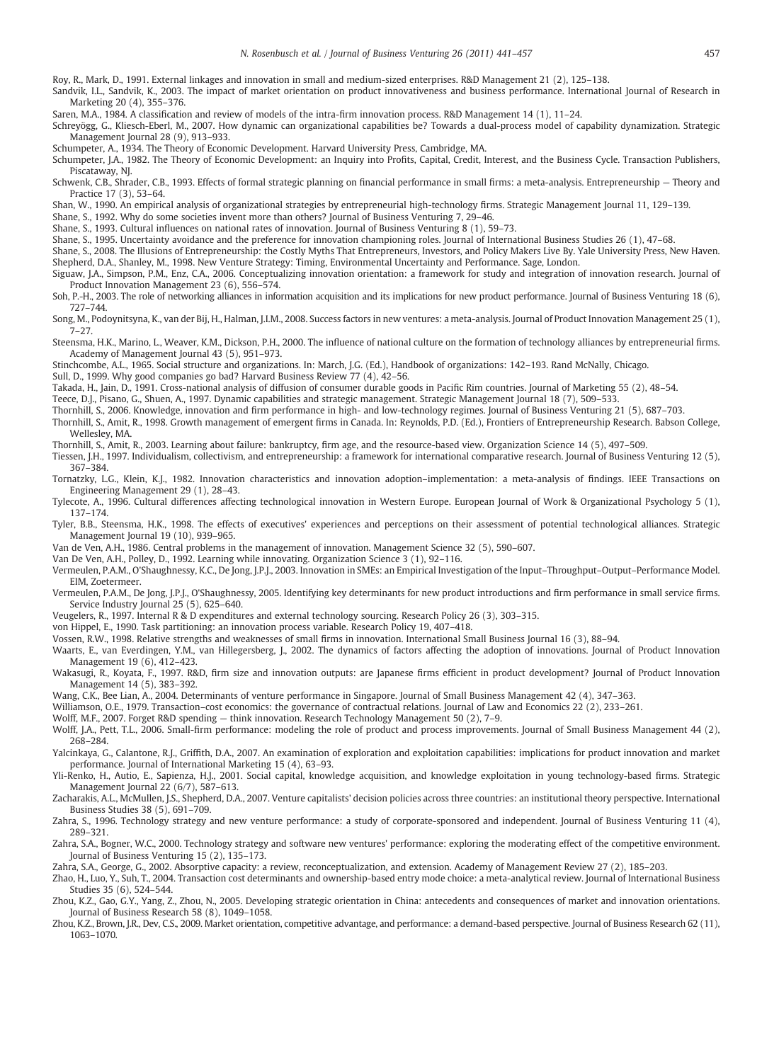Roy, R., Mark, D., 1991. External linkages and innovation in small and medium-sized enterprises. R&D Management 21 (2), 125–138.

Sandvik, I.L., Sandvik, K., 2003. The impact of market orientation on product innovativeness and business performance. International Journal of Research in Marketing 20 (4), 355–376.

Saren, M.A., 1984. A classification and review of models of the intra-firm innovation process. R&D Management 14 (1), 11–24.

Schreyögg, G., Kliesch-Eberl, M., 2007. How dynamic can organizational capabilities be? Towards a dual-process model of capability dynamization. Strategic Management Journal 28 (9), 913–933.

Schumpeter, A., 1934. The Theory of Economic Development. Harvard University Press, Cambridge, MA.

Schumpeter, J.A., 1982. The Theory of Economic Development: an Inquiry into Profits, Capital, Credit, Interest, and the Business Cycle. Transaction Publishers, Piscataway, NJ.

Schwenk, C.B., Shrader, C.B., 1993. Effects of formal strategic planning on financial performance in small firms: a meta-analysis. Entrepreneurship — Theory and Practice 17 (3), 53–64.

Shan, W., 1990. An empirical analysis of organizational strategies by entrepreneurial high-technology firms. Strategic Management Journal 11, 129–139.

Shane, S., 1992. Why do some societies invent more than others? Journal of Business Venturing 7, 29–46.

Shane, S., 1993. Cultural influences on national rates of innovation. Journal of Business Venturing 8 (1), 59–73.

Shane, S., 1995. Uncertainty avoidance and the preference for innovation championing roles. Journal of International Business Studies 26 (1), 47–68.

Shane, S., 2008. The Illusions of Entrepreneurship: the Costly Myths That Entrepreneurs, Investors, and Policy Makers Live By. Yale University Press, New Haven.

Shepherd, D.A., Shanley, M., 1998. New Venture Strategy: Timing, Environmental Uncertainty and Performance. Sage, London.

Siguaw, J.A., Simpson, P.M., Enz, C.A., 2006. Conceptualizing innovation orientation: a framework for study and integration of innovation research. Journal of Product Innovation Management 23 (6), 556–574.

Soh, P.-H., 2003. The role of networking alliances in information acquisition and its implications for new product performance. Journal of Business Venturing 18 (6), 727–744.

Song, M., Podoynitsyna, K., van der Bij, H., Halman, J.I.M., 2008. Success factors in new ventures: a meta-analysis. Journal of Product Innovation Management 25 (1), 7–27.

Steensma, H.K., Marino, L., Weaver, K.M., Dickson, P.H., 2000. The influence of national culture on the formation of technology alliances by entrepreneurial firms. Academy of Management Journal 43 (5), 951–973.

Stinchcombe, A.L., 1965. Social structure and organizations. In: March, J.G. (Ed.), Handbook of organizations: 142–193. Rand McNally, Chicago.

Sull, D., 1999. Why good companies go bad? Harvard Business Review 77 (4), 42–56.

Takada, H., Jain, D., 1991. Cross-national analysis of diffusion of consumer durable goods in Pacific Rim countries. Journal of Marketing 55 (2), 48–54.

Teece, D.J., Pisano, G., Shuen, A., 1997. Dynamic capabilities and strategic management. Strategic Management Journal 18 (7), 509–533.

Thornhill, S., 2006. Knowledge, innovation and firm performance in high- and low-technology regimes. Journal of Business Venturing 21 (5), 687–703.

Thornhill, S., Amit, R., 1998. Growth management of emergent firms in Canada. In: Reynolds, P.D. (Ed.), Frontiers of Entrepreneurship Research. Babson College, Wellesley, MA.

Thornhill, S., Amit, R., 2003. Learning about failure: bankruptcy, firm age, and the resource-based view. Organization Science 14 (5), 497–509.

Tiessen, J.H., 1997. Individualism, collectivism, and entrepreneurship: a framework for international comparative research. Journal of Business Venturing 12 (5), 367–384.

Tornatzky, L.G., Klein, K.J., 1982. Innovation characteristics and innovation adoption–implementation: a meta-analysis of findings. IEEE Transactions on Engineering Management 29 (1), 28–43.

Tylecote, A., 1996. Cultural differences affecting technological innovation in Western Europe. European Journal of Work & Organizational Psychology 5 (1), 137–174.

Tyler, B.B., Steensma, H.K., 1998. The effects of executives' experiences and perceptions on their assessment of potential technological alliances. Strategic Management Journal 19 (10), 939–965.

Van de Ven, A.H., 1986. Central problems in the management of innovation. Management Science 32 (5), 590–607.

Van De Ven, A.H., Polley, D., 1992. Learning while innovating. Organization Science 3 (1), 92–116.

Vermeulen, P.A.M., O'Shaughnessy, K.C., De Jong, J.P.J., 2003. Innovation in SMEs: an Empirical Investigation of the Input–Throughput–Output–Performance Model. EIM, Zoetermeer.

Vermeulen, P.A.M., De Jong, J.P.J., O'Shaughnessy, 2005. Identifying key determinants for new product introductions and firm performance in small service firms. Service Industry Journal 25 (5), 625–640.

Veugelers, R., 1997. Internal R & D expenditures and external technology sourcing. Research Policy 26 (3), 303–315.

von Hippel, E., 1990. Task partitioning: an innovation process variable. Research Policy 19, 407–418.

Vossen, R.W., 1998. Relative strengths and weaknesses of small firms in innovation. International Small Business Journal 16 (3), 88–94.

Waarts, E., van Everdingen, Y.M., van Hillegersberg, J., 2002. The dynamics of factors affecting the adoption of innovations. Journal of Product Innovation Management 19 (6), 412–423.

Wakasugi, R., Koyata, F., 1997. R&D, firm size and innovation outputs: are Japanese firms efficient in product development? Journal of Product Innovation Management 14 (5), 383–392.

Wang, C.K., Bee Lian, A., 2004. Determinants of venture performance in Singapore. Journal of Small Business Management 42 (4), 347–363.

Williamson, O.E., 1979. Transaction–cost economics: the governance of contractual relations. Journal of Law and Economics 22 (2), 233–261.

Wolff, M.F., 2007. Forget R&D spending — think innovation. Research Technology Management 50 (2), 7–9.

Wolff, J.A., Pett, T.L., 2006. Small-firm performance: modeling the role of product and process improvements. Journal of Small Business Management 44 (2), 268–284.

Yalcinkaya, G., Calantone, R.J., Griffith, D.A., 2007. An examination of exploration and exploitation capabilities: implications for product innovation and market performance. Journal of International Marketing 15 (4), 63–93.

Yli-Renko, H., Autio, E., Sapienza, H.J., 2001. Social capital, knowledge acquisition, and knowledge exploitation in young technology-based firms. Strategic Management Journal 22 (6/7), 587–613.

Zacharakis, A.L., McMullen, J.S., Shepherd, D.A., 2007. Venture capitalists' decision policies across three countries: an institutional theory perspective. International Business Studies 38 (5), 691–709.

Zahra, S., 1996. Technology strategy and new venture performance: a study of corporate-sponsored and independent. Journal of Business Venturing 11 (4), 289–321.

Zahra, S.A., Bogner, W.C., 2000. Technology strategy and software new ventures' performance: exploring the moderating effect of the competitive environment. Journal of Business Venturing 15 (2), 135–173.

Zahra, S.A., George, G., 2002. Absorptive capacity: a review, reconceptualization, and extension. Academy of Management Review 27 (2), 185–203.

Zhao, H., Luo, Y., Suh, T., 2004. Transaction cost determinants and ownership-based entry mode choice: a meta-analytical review. Journal of International Business Studies 35 (6), 524–544.

Zhou, K.Z., Gao, G.Y., Yang, Z., Zhou, N., 2005. Developing strategic orientation in China: antecedents and consequences of market and innovation orientations. Journal of Business Research 58 (8), 1049–1058.

Zhou, K.Z., Brown, J.R., Dev, C.S., 2009. Market orientation, competitive advantage, and performance: a demand-based perspective. Journal of Business Research 62 (11), 1063–1070.